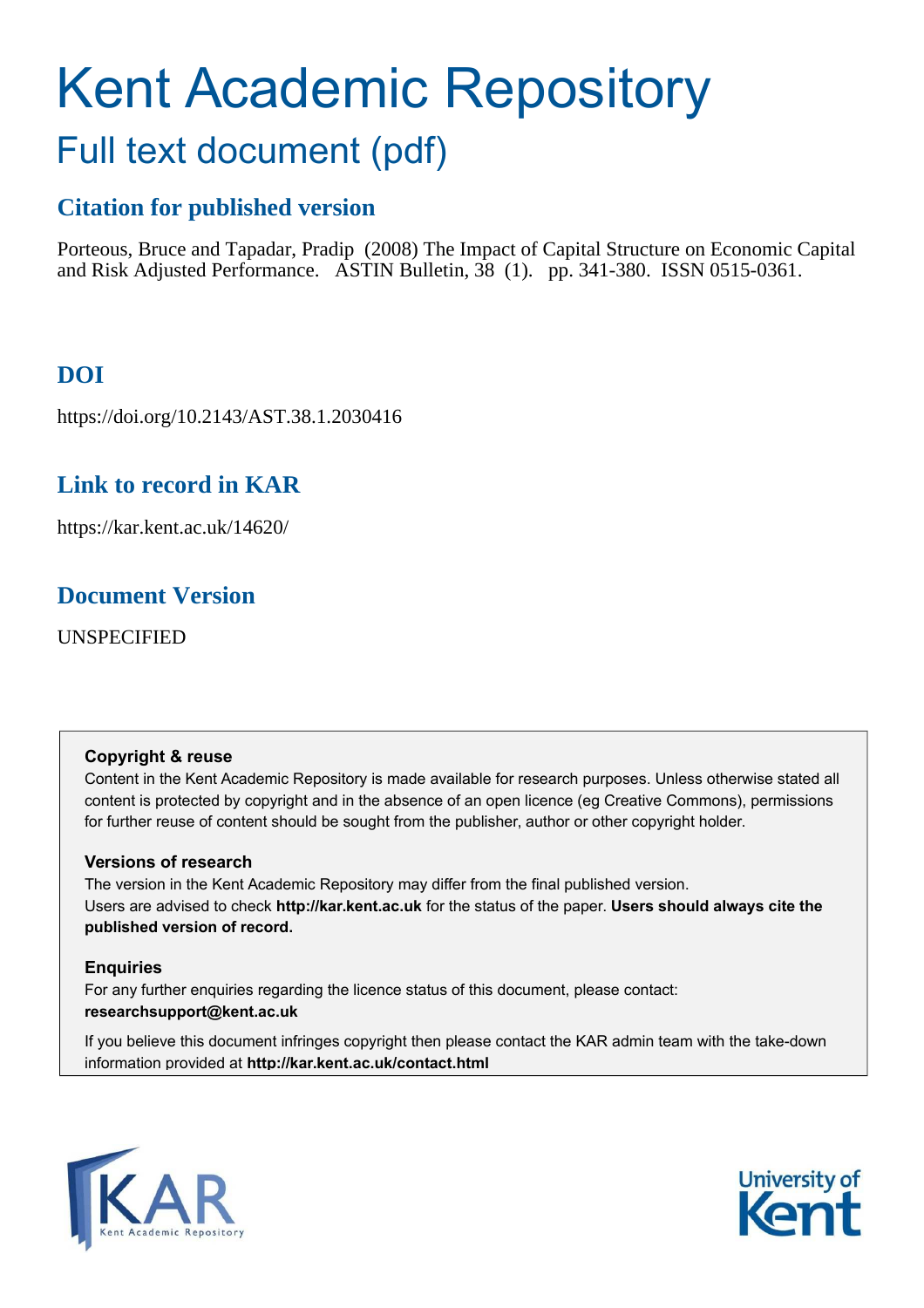# Kent Academic Repository

## Full text document (pdf)

## Citation for published version

Porteous, Bruce and Tapadar, Pradip (2008) The Impact of Capital Structure on Economic Capital and Risk Adjusted Performance. ASTIN Bulletin, 38 (1). pp. 341-380. ISSN 0515-0361.

## DOI

https://doi.org/10.2143/AST.38.1.2030416

## Link to record in KAR

https://kar.kent.ac.uk/14620/

## Document Version

UNSPECIFIED

**Copyright & reuse**

Content in the Kent Academic Repository is made available for research purposes. Unless otherwise stated all content is protected by copyright and in the absence of an open licence (eg Creative Commons), permissions for further reuse of content should be sought from the publisher, author or other copyright holder.

**Versions of research**

The version in the Kent Academic Repository may differ from the final published version. Users are advised to check **http://kar.kent.ac.uk** for the status of the paper. **Users should always cite the published version of record.**

**Enquiries**

For any further enquiries regarding the licence status of this document, please contact: **researchsupport@kent.ac.uk**

If you believe this document infringes copyright then please contact the KAR admin team with the take-down information provided at **http://kar.kent.ac.uk/contact.html**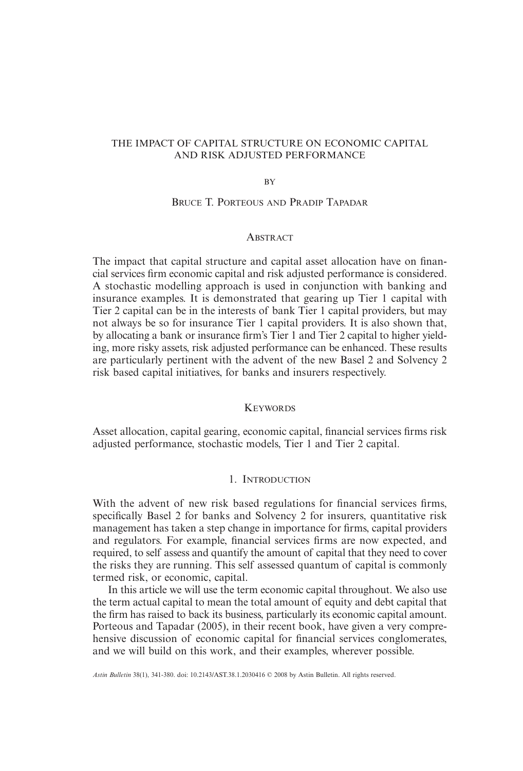# THE IMPACT OF CAPITAL STRUCTURE ON ECONOMIC CAPITAL AND RISK ADJUSTED PERFORMANCE

BY

BRUCE T. PORTEOUS AND PRADIP TAPADAR

## ABSTRACT

The impact that capital structure and capital asset allocation have on financial services firm economic capital and risk adjusted performance is considered. A stochastic modelling approach is used in conjunction with banking and insurance examples. It is demonstrated that gearing up Tier 1 capital with Tier 2 capital can be in the interests of bank Tier 1 capital providers, but may not always be so for insurance Tier 1 capital providers. It is also shown that, by allocating a bank or insurance firm's Tier 1 and Tier 2 capital to higher yielding, more risky assets, risk adjusted performance can be enhanced. These results are particularly pertinent with the advent of the new Basel 2 and Solvency 2 risk based capital initiatives, for banks and insurers respectively.

## KEYWORDS

Asset allocation, capital gearing, economic capital, financial services firms risk adjusted performance, stochastic models, Tier 1 and Tier 2 capital.

## 1. INTRODUCTION

With the advent of new risk based regulations for financial services firms, specifically Basel 2 for banks and Solvency 2 for insurers, quantitative risk management has taken a step change in importance for firms, capital providers and regulators. For example, financial services firms are now expected, and required, to self assess and quantify the amount of capital that they need to cover the risks they are running. This self assessed quantum of capital is commonly termed risk, or economic, capital.

In this article we will use the term economic capital throughout. We also use the term actual capital to mean the total amount of equity and debt capital that the firm has raised to back its business, particularly its economic capital amount. Porteous and Tapadar (2005), in their recent book, have given a very comprehensive discussion of economic capital for financial services conglomerates, and we will build on this work, and their examples, wherever possible.

*Astin Bulletin* 38(1), 341-380. doi: 10.2143/AST.38.1.2030416 © 2008 by Astin Bulletin. All rights reserved.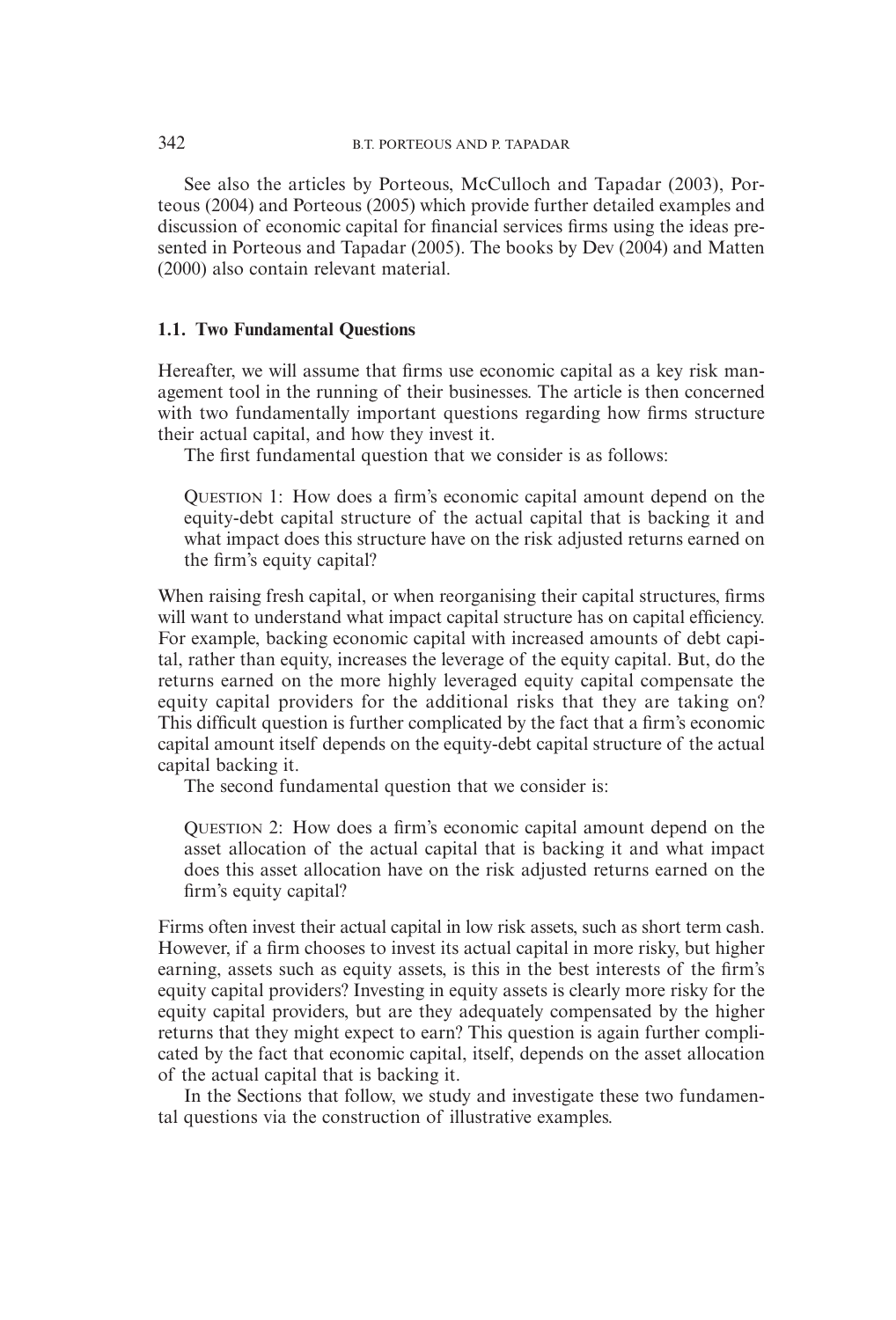See also the articles by Porteous, McCulloch and Tapadar (2003), Porteous (2004) and Porteous (2005) which provide further detailed examples and discussion of economic capital for financial services firms using the ideas presented in Porteous and Tapadar (2005). The books by Dev (2004) and Matten (2000) also contain relevant material.

### 1.1. Two Fundamental Questions

Hereafter, we will assume that firms use economic capital as a key risk management tool in the running of their businesses. The article is then concerned with two fundamentally important questions regarding how firms structure their actual capital, and how they invest it.

The first fundamental question that we consider is as follows:

> QUESTION 1: How does a firm's economic capital amount depend on the equity-debt capital structure of the actual capital that is backing it and what impact does this structure have on the risk adjusted returns earned on the firm's equity capital?

When raising fresh capital, or when reorganising their capital structures, firms will want to understand what impact capital structure has on capital efficiency. For example, backing economic capital with increased amounts of debt capital, rather than equity, increases the leverage of the equity capital. But, do the returns earned on the more highly leveraged equity capital compensate the equity capital providers for the additional risks that they are taking on? This difficult question is further complicated by the fact that a firm's economic capital amount itself depends on the equity-debt capital structure of the actual capital backing it.

The second fundamental question that we consider is:

> QUESTION 2: How does a firm's economic capital amount depend on the asset allocation of the actual capital that is backing it and what impact does this asset allocation have on the risk adjusted returns earned on the firm's equity capital?

Firms often invest their actual capital in low risk assets, such as short term cash. However, if a firm chooses to invest its actual capital in more risky, but higher earning, assets such as equity assets, is this in the best interests of the firm's equity capital providers? Investing in equity assets is clearly more risky for the equity capital providers, but are they adequately compensated by the higher returns that they might expect to earn? This question is again further complicated by the fact that economic capital, itself, depends on the asset allocation of the actual capital that is backing it.

In the Sections that follow, we study and investigate these two fundamental questions via the construction of illustrative examples.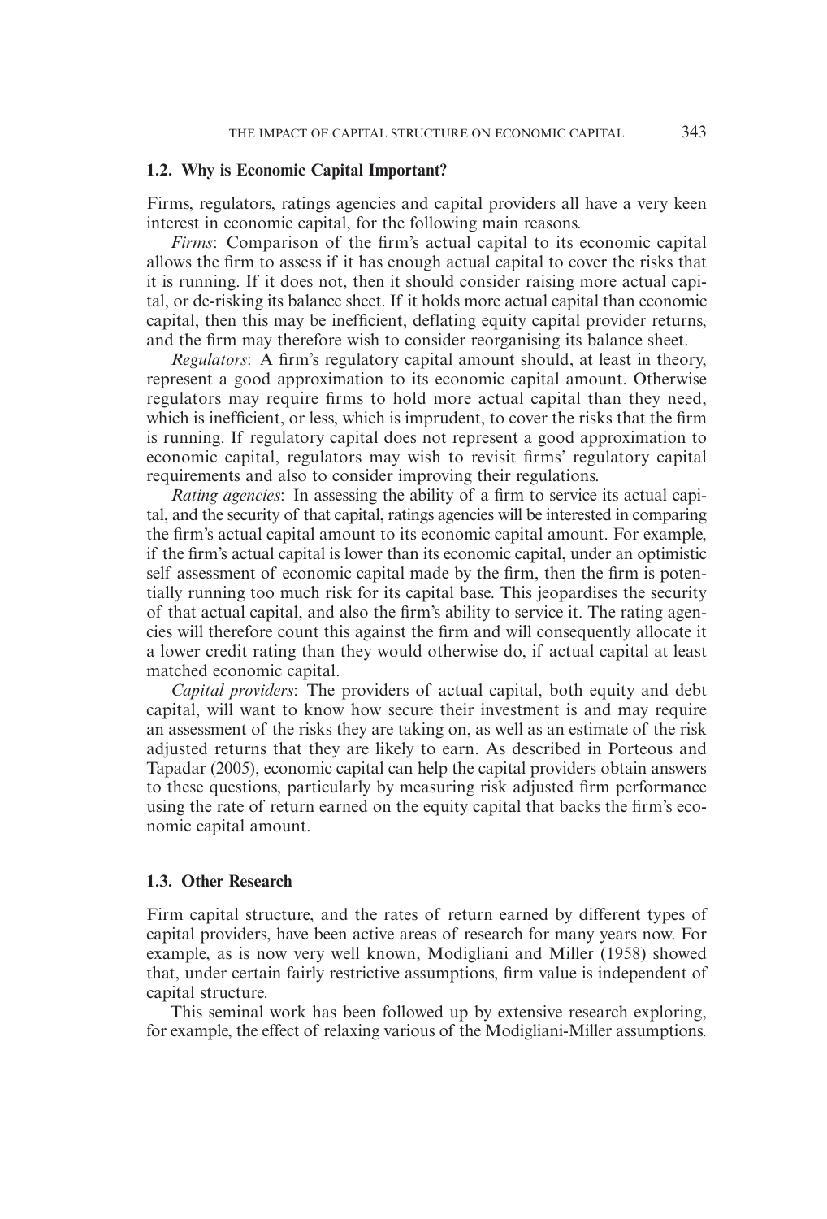### 1.2. Why is Economic Capital Important?

Firms, regulators, ratings agencies and capital providers all have a very keen interest in economic capital, for the following main reasons.

*Firms*: Comparison of the firm's actual capital to its economic capital allows the firm to assess if it has enough actual capital to cover the risks that it is running. If it does not, then it should consider raising more actual capital, or de-risking its balance sheet. If it holds more actual capital than economic capital, then this may be inefficient, deflating equity capital provider returns, and the firm may therefore wish to consider reorganising its balance sheet.

*Regulators*: A firm's regulatory capital amount should, at least in theory, represent a good approximation to its economic capital amount. Otherwise regulators may require firms to hold more actual capital than they need, which is inefficient, or less, which is imprudent, to cover the risks that the firm is running. If regulatory capital does not represent a good approximation to economic capital, regulators may wish to revisit firms' regulatory capital requirements and also to consider improving their regulations.

*Rating agencies*: In assessing the ability of a firm to service its actual capital, and the security of that capital, ratings agencies will be interested in comparing the firm's actual capital amount to its economic capital amount. For example, if the firm's actual capital is lower than its economic capital, under an optimistic self assessment of economic capital made by the firm, then the firm is potentially running too much risk for its capital base. This jeopardises the security of that actual capital, and also the firm's ability to service it. The rating agencies will therefore count this against the firm and will consequently allocate it a lower credit rating than they would otherwise do, if actual capital at least matched economic capital.

*Capital providers*: The providers of actual capital, both equity and debt capital, will want to know how secure their investment is and may require an assessment of the risks they are taking on, as well as an estimate of the risk adjusted returns that they are likely to earn. As described in Porteous and Tapadar (2005), economic capital can help the capital providers obtain answers to these questions, particularly by measuring risk adjusted firm performance using the rate of return earned on the equity capital that backs the firm's economic capital amount.

### 1.3. Other Research

Firm capital structure, and the rates of return earned by different types of capital providers, have been active areas of research for many years now. For example, as is now very well known, Modigliani and Miller (1958) showed that, under certain fairly restrictive assumptions, firm value is independent of capital structure.

This seminal work has been followed up by extensive research exploring, for example, the effect of relaxing various of the Modigliani-Miller assumptions.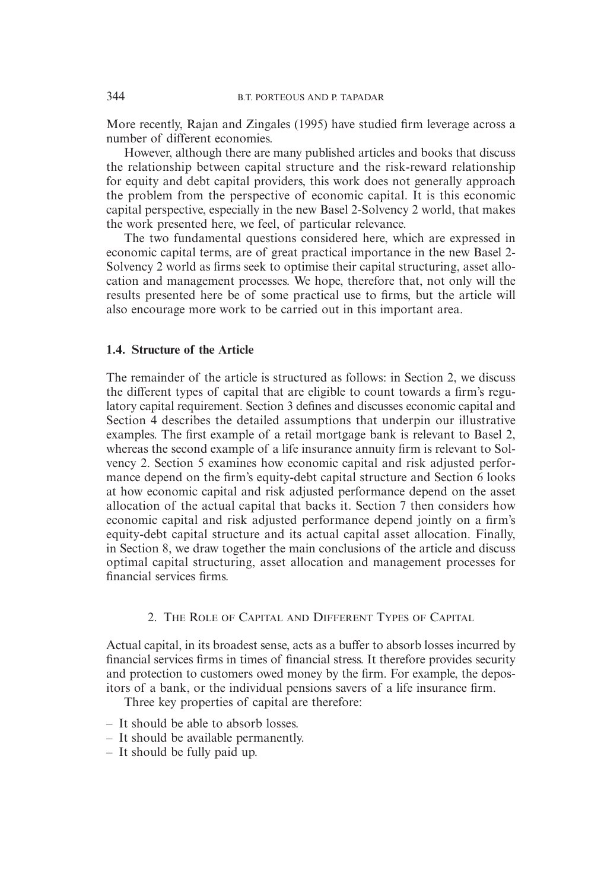More recently, Rajan and Zingales (1995) have studied firm leverage across a number of different economies.

However, although there are many published articles and books that discuss the relationship between capital structure and the risk-reward relationship for equity and debt capital providers, this work does not generally approach the problem from the perspective of economic capital. It is this economic capital perspective, especially in the new Basel 2-Solvency 2 world, that makes the work presented here, we feel, of particular relevance.

The two fundamental questions considered here, which are expressed in economic capital terms, are of great practical importance in the new Basel 2-Solvency 2 world as firms seek to optimise their capital structuring, asset allocation and management processes. We hope, therefore that, not only will the results presented here be of some practical use to firms, but the article will also encourage more work to be carried out in this important area.

### 1.4. Structure of the Article

The remainder of the article is structured as follows: in Section 2, we discuss the different types of capital that are eligible to count towards a firm's regulatory capital requirement. Section 3 defines and discusses economic capital and Section 4 describes the detailed assumptions that underpin our illustrative examples. The first example of a retail mortgage bank is relevant to Basel 2, whereas the second example of a life insurance annuity firm is relevant to Solvency 2. Section 5 examines how economic capital and risk adjusted performance depend on the firm's equity-debt capital structure and Section 6 looks at how economic capital and risk adjusted performance depend on the asset allocation of the actual capital that backs it. Section 7 then considers how economic capital and risk adjusted performance depend jointly on a firm's equity-debt capital structure and its actual capital asset allocation. Finally, in Section 8, we draw together the main conclusions of the article and discuss optimal capital structuring, asset allocation and management processes for financial services firms.

## 2. The Role of Capital and Different Types of Capital

Actual capital, in its broadest sense, acts as a buffer to absorb losses incurred by financial services firms in times of financial stress. It therefore provides security and protection to customers owed money by the firm. For example, the depositors of a bank, or the individual pensions savers of a life insurance firm.

Three key properties of capital are therefore:

- It should be able to absorb losses.
- It should be available permanently.
- It should be fully paid up.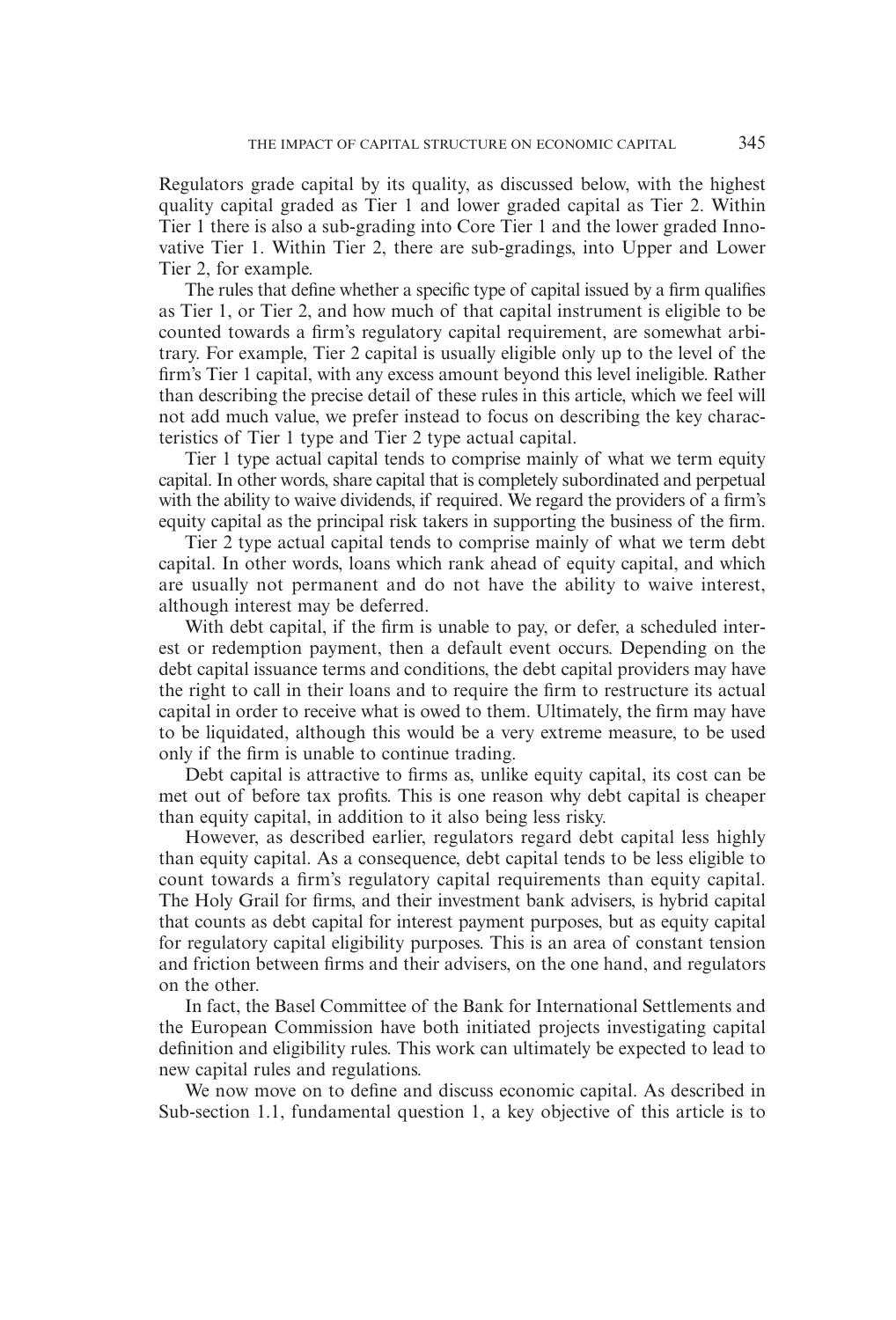Regulators grade capital by its quality, as discussed below, with the highest quality capital graded as Tier 1 and lower graded capital as Tier 2. Within Tier 1 there is also a sub-grading into Core Tier 1 and the lower graded Innovative Tier 1. Within Tier 2, there are sub-gradings, into Upper and Lower Tier 2, for example.

The rules that define whether a specific type of capital issued by a firm qualifies as Tier 1, or Tier 2, and how much of that capital instrument is eligible to be counted towards a firm's regulatory capital requirement, are somewhat arbitrary. For example, Tier 2 capital is usually eligible only up to the level of the firm's Tier 1 capital, with any excess amount beyond this level ineligible. Rather than describing the precise detail of these rules in this article, which we feel will not add much value, we prefer instead to focus on describing the key characteristics of Tier 1 type and Tier 2 type actual capital.

Tier 1 type actual capital tends to comprise mainly of what we term equity capital. In other words, share capital that is completely subordinated and perpetual with the ability to waive dividends, if required. We regard the providers of a firm's equity capital as the principal risk takers in supporting the business of the firm.

Tier 2 type actual capital tends to comprise mainly of what we term debt capital. In other words, loans which rank ahead of equity capital, and which are usually not permanent and do not have the ability to waive interest, although interest may be deferred.

With debt capital, if the firm is unable to pay, or defer, a scheduled interest or redemption payment, then a default event occurs. Depending on the debt capital issuance terms and conditions, the debt capital providers may have the right to call in their loans and to require the firm to restructure its actual capital in order to receive what is owed to them. Ultimately, the firm may have to be liquidated, although this would be a very extreme measure, to be used only if the firm is unable to continue trading.

Debt capital is attractive to firms as, unlike equity capital, its cost can be met out of before tax profits. This is one reason why debt capital is cheaper than equity capital, in addition to it also being less risky.

However, as described earlier, regulators regard debt capital less highly than equity capital. As a consequence, debt capital tends to be less eligible to count towards a firm's regulatory capital requirements than equity capital. The Holy Grail for firms, and their investment bank advisers, is hybrid capital that counts as debt capital for interest payment purposes, but as equity capital for regulatory capital eligibility purposes. This is an area of constant tension and friction between firms and their advisers, on the one hand, and regulators on the other.

In fact, the Basel Committee of the Bank for International Settlements and the European Commission have both initiated projects investigating capital definition and eligibility rules. This work can ultimately be expected to lead to new capital rules and regulations.

We now move on to define and discuss economic capital. As described in Sub-section 1.1, fundamental question 1, a key objective of this article is to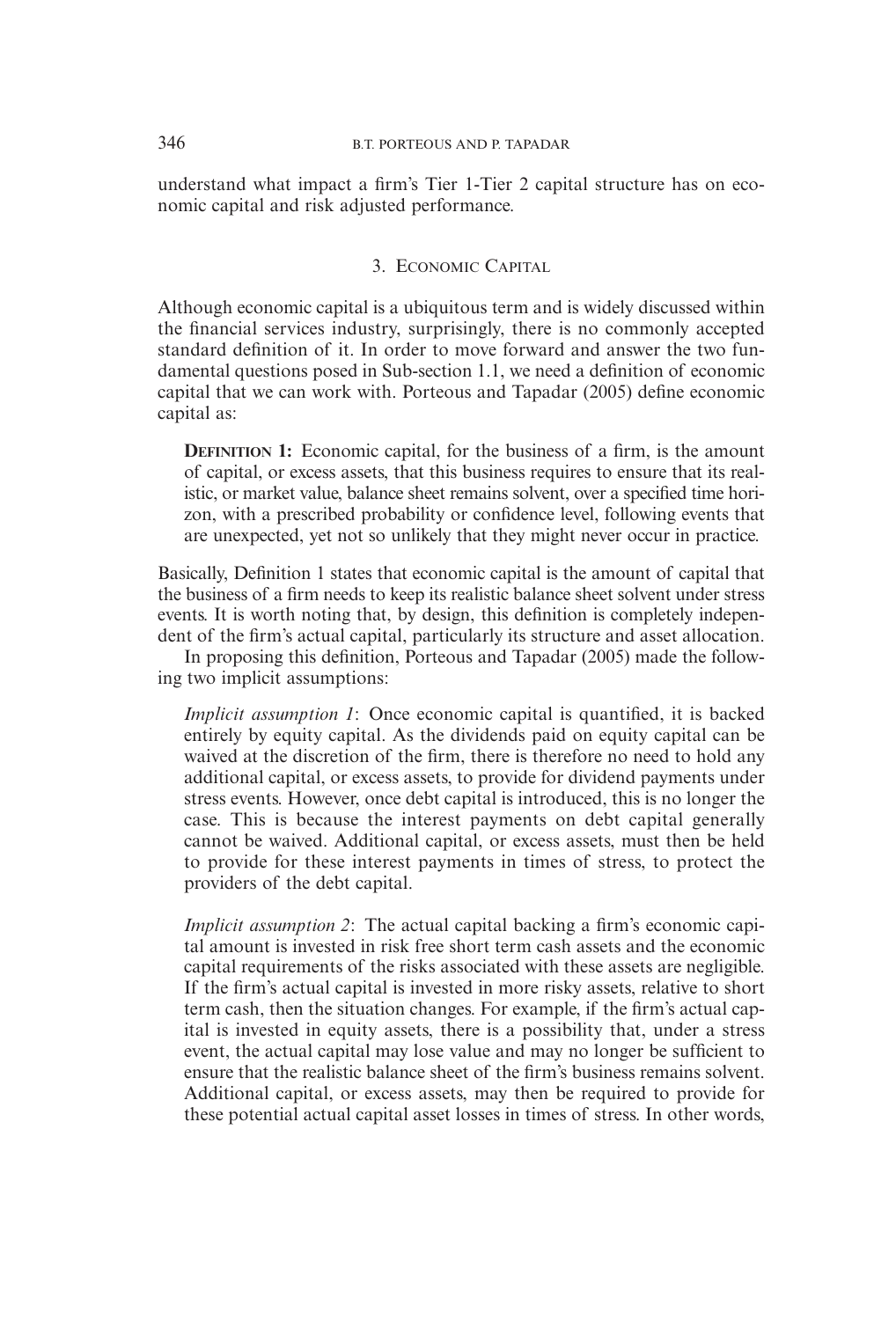understand what impact a firm's Tier 1-Tier 2 capital structure has on economic capital and risk adjusted performance.

## 3. Economic Capital

Although economic capital is a ubiquitous term and is widely discussed within the financial services industry, surprisingly, there is no commonly accepted standard definition of it. In order to move forward and answer the two fundamental questions posed in Sub-section 1.1, we need a definition of economic capital that we can work with. Porteous and Tapadar (2005) define economic capital as:

> **Definition 1:** Economic capital, for the business of a firm, is the amount of capital, or excess assets, that this business requires to ensure that its realistic, or market value, balance sheet remains solvent, over a specified time horizon, with a prescribed probability or confidence level, following events that are unexpected, yet not so unlikely that they might never occur in practice.

Basically, Definition 1 states that economic capital is the amount of capital that the business of a firm needs to keep its realistic balance sheet solvent under stress events. It is worth noting that, by design, this definition is completely independent of the firm's actual capital, particularly its structure and asset allocation.

In proposing this definition, Porteous and Tapadar (2005) made the following two implicit assumptions:

> *Implicit assumption 1*: Once economic capital is quantified, it is backed entirely by equity capital. As the dividends paid on equity capital can be waived at the discretion of the firm, there is therefore no need to hold any additional capital, or excess assets, to provide for dividend payments under stress events. However, once debt capital is introduced, this is no longer the case. This is because the interest payments on debt capital generally cannot be waived. Additional capital, or excess assets, must then be held to provide for these interest payments in times of stress, to protect the providers of the debt capital.
>
> *Implicit assumption 2*: The actual capital backing a firm's economic capital amount is invested in risk free short term cash assets and the economic capital requirements of the risks associated with these assets are negligible. If the firm's actual capital is invested in more risky assets, relative to short term cash, then the situation changes. For example, if the firm's actual capital is invested in equity assets, there is a possibility that, under a stress event, the actual capital may lose value and may no longer be sufficient to ensure that the realistic balance sheet of the firm's business remains solvent. Additional capital, or excess assets, may then be required to provide for these potential actual capital asset losses in times of stress. In other words,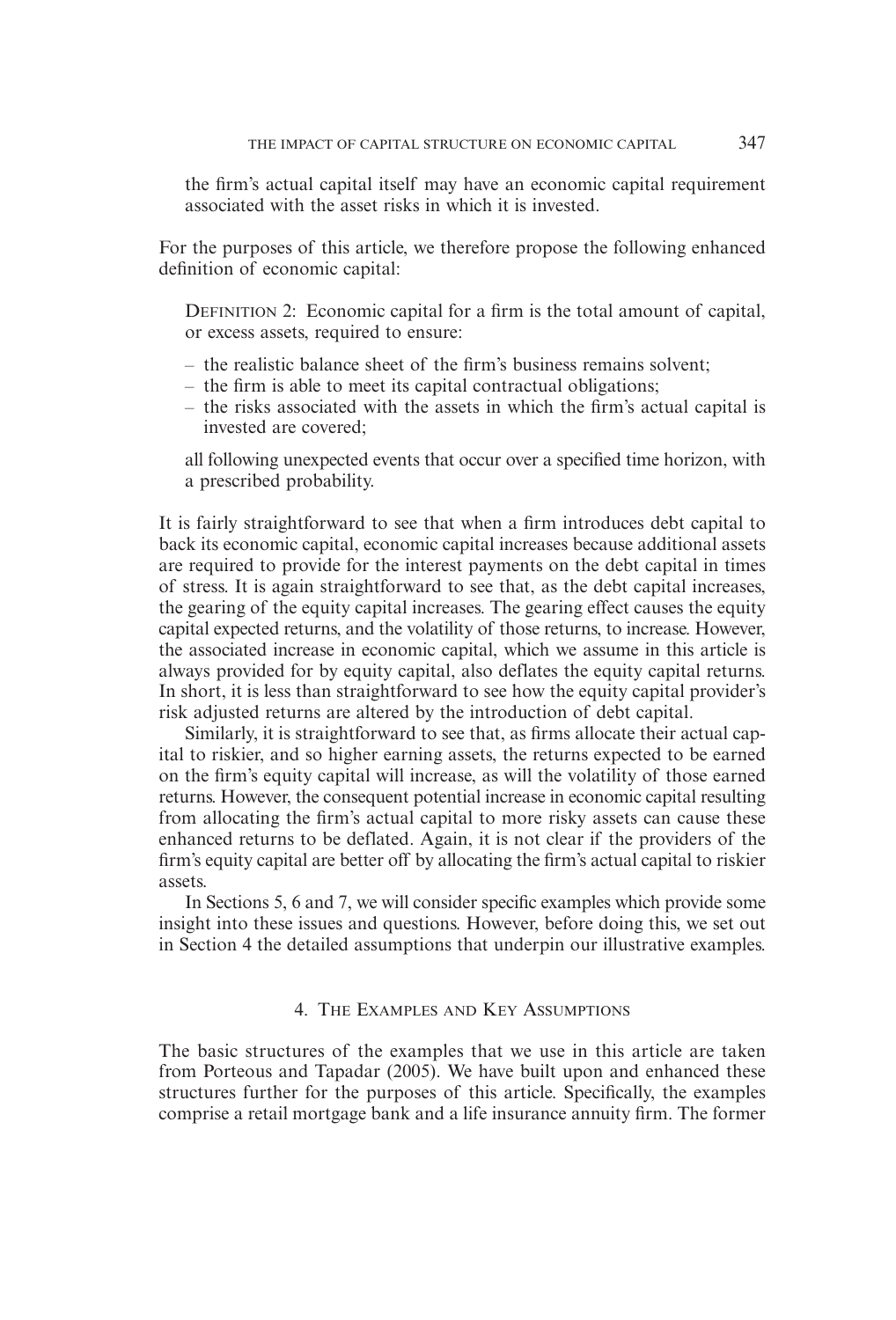the firm's actual capital itself may have an economic capital requirement associated with the asset risks in which it is invested.

For the purposes of this article, we therefore propose the following enhanced definition of economic capital:

Definition 2: Economic capital for a firm is the total amount of capital, or excess assets, required to ensure:

- the realistic balance sheet of the firm's business remains solvent;
- the firm is able to meet its capital contractual obligations;
- the risks associated with the assets in which the firm's actual capital is invested are covered;

all following unexpected events that occur over a specified time horizon, with a prescribed probability.

It is fairly straightforward to see that when a firm introduces debt capital to back its economic capital, economic capital increases because additional assets are required to provide for the interest payments on the debt capital in times of stress. It is again straightforward to see that, as the debt capital increases, the gearing of the equity capital increases. The gearing effect causes the equity capital expected returns, and the volatility of those returns, to increase. However, the associated increase in economic capital, which we assume in this article is always provided for by equity capital, also deflates the equity capital returns. In short, it is less than straightforward to see how the equity capital provider's risk adjusted returns are altered by the introduction of debt capital.

Similarly, it is straightforward to see that, as firms allocate their actual capital to riskier, and so higher earning assets, the returns expected to be earned on the firm's equity capital will increase, as will the volatility of those earned returns. However, the consequent potential increase in economic capital resulting from allocating the firm's actual capital to more risky assets can cause these enhanced returns to be deflated. Again, it is not clear if the providers of the firm's equity capital are better off by allocating the firm's actual capital to riskier assets.

In Sections 5, 6 and 7, we will consider specific examples which provide some insight into these issues and questions. However, before doing this, we set out in Section 4 the detailed assumptions that underpin our illustrative examples.

## 4. The Examples and Key Assumptions

The basic structures of the examples that we use in this article are taken from Porteous and Tapadar (2005). We have built upon and enhanced these structures further for the purposes of this article. Specifically, the examples comprise a retail mortgage bank and a life insurance annuity firm. The former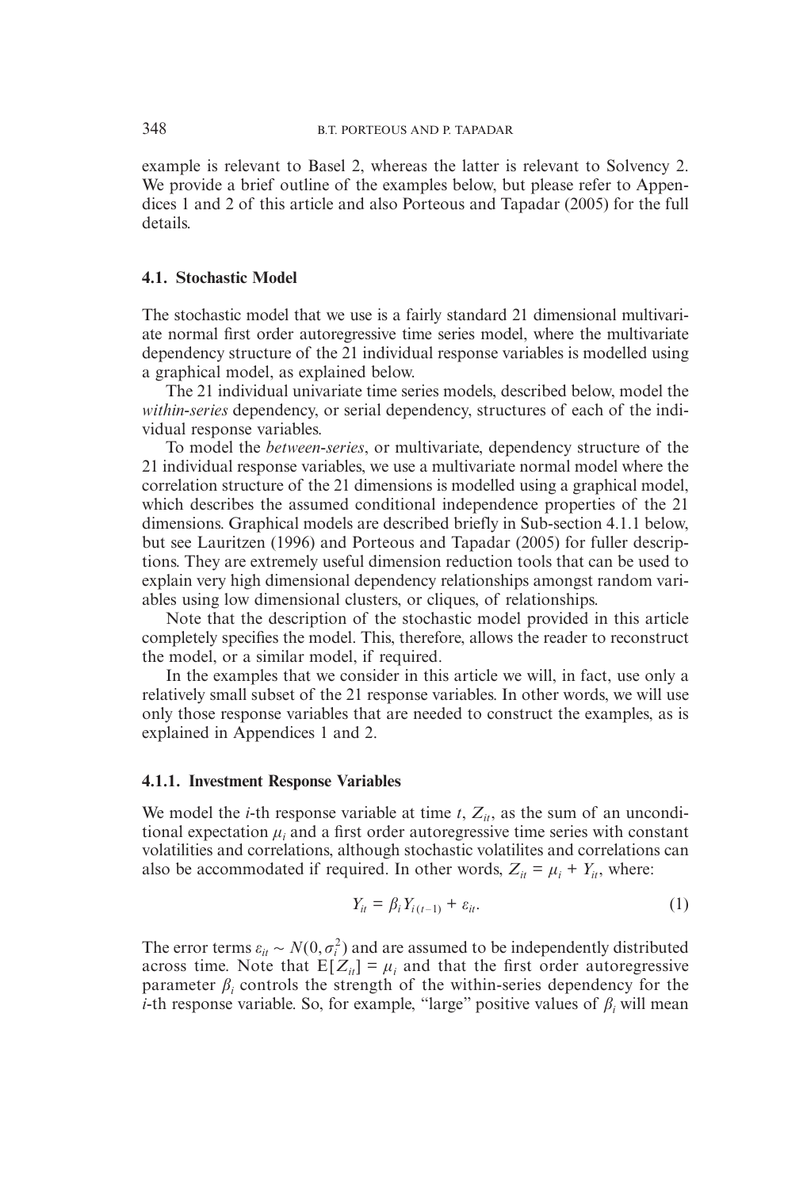example is relevant to Basel 2, whereas the latter is relevant to Solvency 2. We provide a brief outline of the examples below, but please refer to Appendices 1 and 2 of this article and also Porteous and Tapadar (2005) for the full details.

### 4.1. Stochastic Model

The stochastic model that we use is a fairly standard 21 dimensional multivariate normal first order autoregressive time series model, where the multivariate dependency structure of the 21 individual response variables is modelled using a graphical model, as explained below.

The 21 individual univariate time series models, described below, model the *within-series* dependency, or serial dependency, structures of each of the individual response variables.

To model the *between-series*, or multivariate, dependency structure of the 21 individual response variables, we use a multivariate normal model where the correlation structure of the 21 dimensions is modelled using a graphical model, which describes the assumed conditional independence properties of the 21 dimensions. Graphical models are described briefly in Sub-section 4.1.1 below, but see Lauritzen (1996) and Porteous and Tapadar (2005) for fuller descriptions. They are extremely useful dimension reduction tools that can be used to explain very high dimensional dependency relationships amongst random variables using low dimensional clusters, or cliques, of relationships.

Note that the description of the stochastic model provided in this article completely specifies the model. This, therefore, allows the reader to reconstruct the model, or a similar model, if required.

In the examples that we consider in this article we will, in fact, use only a relatively small subset of the 21 response variables. In other words, we will use only those response variables that are needed to construct the examples, as is explained in Appendices 1 and 2.

#### 4.1.1. Investment Response Variables

We model the $i$-th response variable at time $t$, $Z_{it}$, as the sum of an unconditional expectation $\mu_i$ and a first order autoregressive time series with constant volatilities and correlations, although stochastic volatilites and correlations can also be accommodated if required. In other words, $Z_{it} = \mu_i + Y_{it}$, where:

$$Y_{it} = \beta_i Y_{i(t-1)} + \varepsilon_{it}. \tag{1}$$

The error terms $\varepsilon_{it} \sim N(0, \sigma_i^2)$ and are assumed to be independently distributed across time. Note that $\mathrm{E}[Z_{it}] = \mu_i$ and that the first order autoregressive parameter $\beta_i$ controls the strength of the within-series dependency for the $i$-th response variable. So, for example, "large" positive values of $\beta_i$ will mean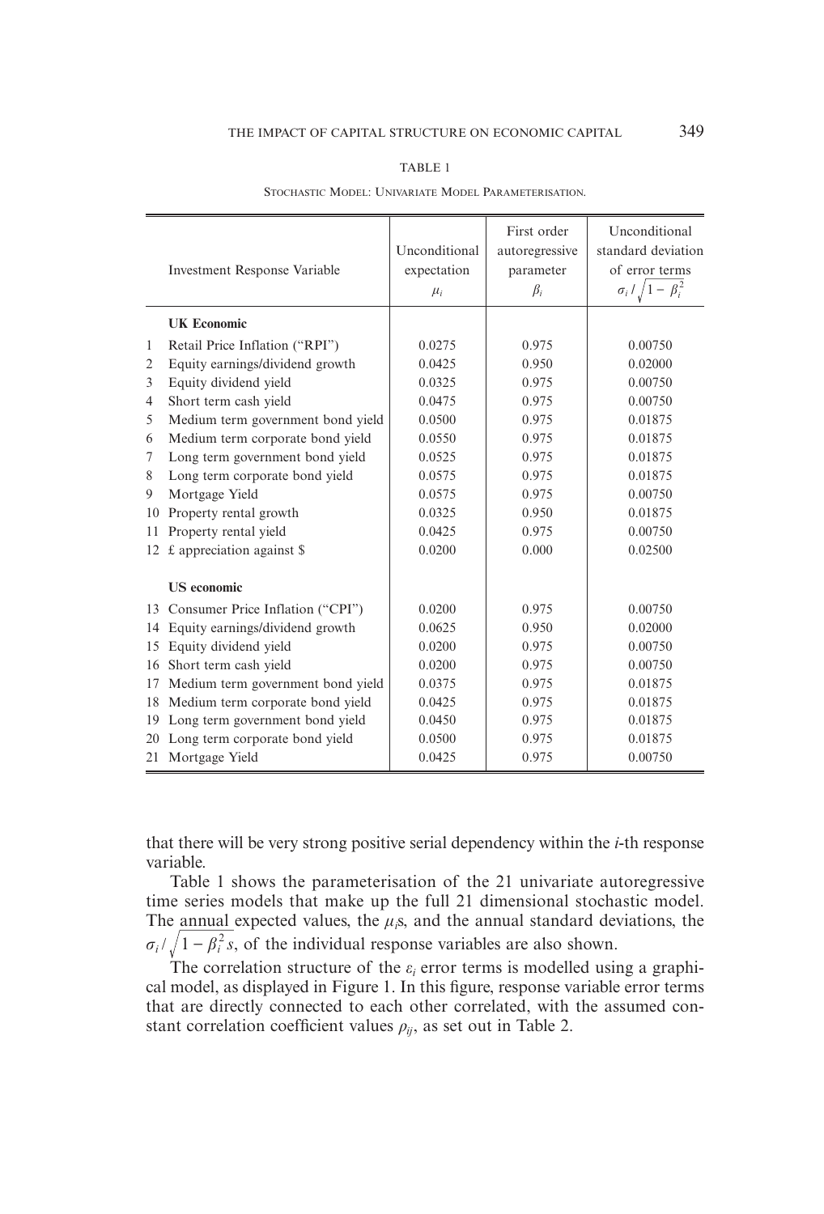TABLE 1

STOCHASTIC MODEL: UNIVARIATE MODEL PARAMETERISATION.

| | Investment Response Variable | Unconditional expectation $\mu_i$ | First order autoregressive parameter $\beta_i$ | Unconditional standard deviation of error terms $\sigma_i / \sqrt{1-\beta_i^2}$ |
|---|---|---|---|---|
| | **UK Economic** | | | |
| 1 | Retail Price Inflation ("RPI") | 0.0275 | 0.975 | 0.00750 |
| 2 | Equity earnings/dividend growth | 0.0425 | 0.950 | 0.02000 |
| 3 | Equity dividend yield | 0.0325 | 0.975 | 0.00750 |
| 4 | Short term cash yield | 0.0475 | 0.975 | 0.00750 |
| 5 | Medium term government bond yield | 0.0500 | 0.975 | 0.01875 |
| 6 | Medium term corporate bond yield | 0.0550 | 0.975 | 0.01875 |
| 7 | Long term government bond yield | 0.0525 | 0.975 | 0.01875 |
| 8 | Long term corporate bond yield | 0.0575 | 0.975 | 0.01875 |
| 9 | Mortgage Yield | 0.0575 | 0.975 | 0.00750 |
| 10 | Property rental growth | 0.0325 | 0.950 | 0.01875 |
| 11 | Property rental yield | 0.0425 | 0.975 | 0.00750 |
| 12 | £ appreciation against $ | 0.0200 | 0.000 | 0.02500 |
| | **US economic** | | | |
| 13 | Consumer Price Inflation ("CPI") | 0.0200 | 0.975 | 0.00750 |
| 14 | Equity earnings/dividend growth | 0.0625 | 0.950 | 0.02000 |
| 15 | Equity dividend yield | 0.0200 | 0.975 | 0.00750 |
| 16 | Short term cash yield | 0.0200 | 0.975 | 0.00750 |
| 17 | Medium term government bond yield | 0.0375 | 0.975 | 0.01875 |
| 18 | Medium term corporate bond yield | 0.0425 | 0.975 | 0.01875 |
| 19 | Long term government bond yield | 0.0450 | 0.975 | 0.01875 |
| 20 | Long term corporate bond yield | 0.0500 | 0.975 | 0.01875 |
| 21 | Mortgage Yield | 0.0425 | 0.975 | 0.00750 |

that there will be very strong positive serial dependency within the *i*-th response variable.

Table 1 shows the parameterisation of the 21 univariate autoregressive time series models that make up the full 21 dimensional stochastic model. The annual expected values, the $\mu_i$s, and the annual standard deviations, the $\sigma_i / \sqrt{1-\beta_i^2}\,s$, of the individual response variables are also shown.

The correlation structure of the $\varepsilon_i$ error terms is modelled using a graphical model, as displayed in Figure 1. In this figure, response variable error terms that are directly connected to each other correlated, with the assumed constant correlation coefficient values $\rho_{ij}$, as set out in Table 2.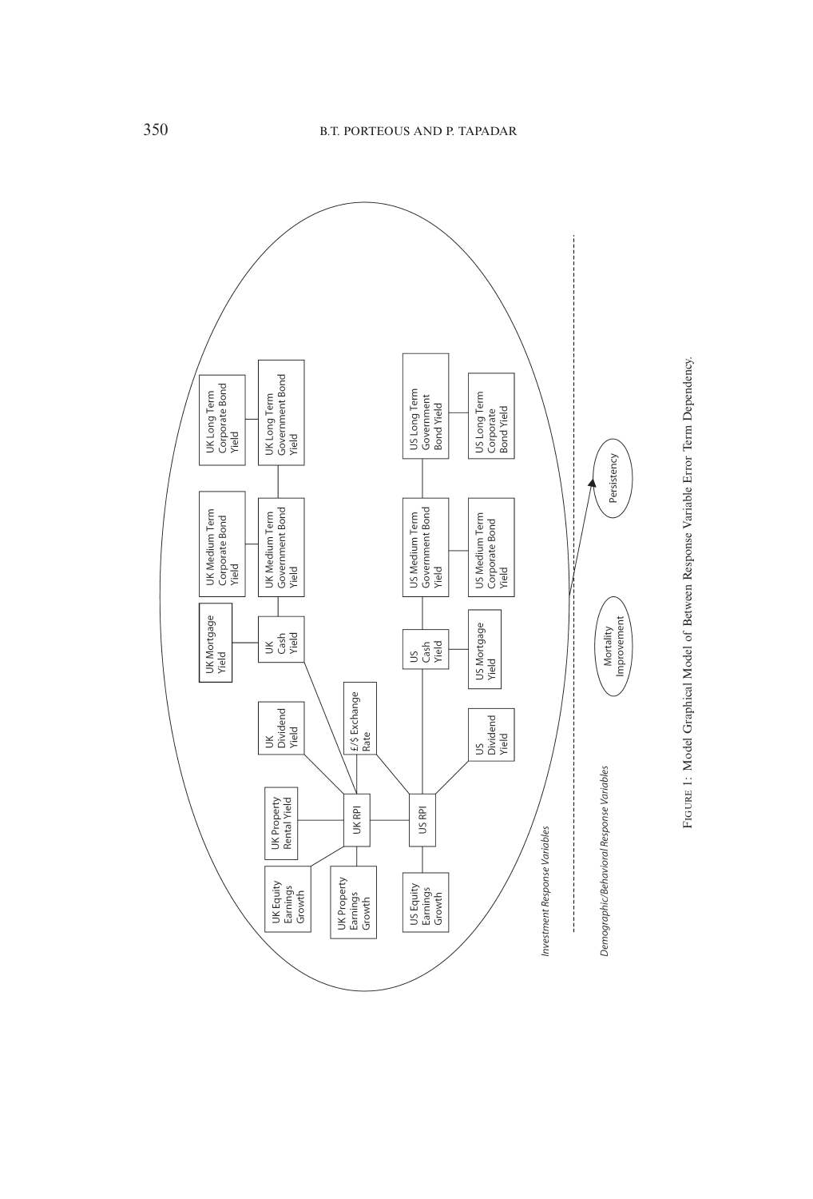Investment Response Variables

UK Long Term Corporate Bond Yield

UK Long Term Government Bond Yield

UK Medium Term Corporate Bond Yield

UK Medium Term Government Bond Yield

UK Mortgage Yield

UK Cash Yield

UK Dividend Yield

UK Property Rental Yield

UK Equity Earnings Growth

UK Property Earnings Growth

UK RPI

£/$ Exchange Rate

US RPI

US Equity Earnings Growth

US Dividend Yield

US Cash Yield

US Mortgage Yield

US Medium Term Government Bond Yield

US Medium Term Corporate Bond Yield

US Long Term Government Bond Yield

US Long Term Corporate Bond Yield

Demographic/Behavioral Response Variables

Mortality Improvement

Persistency

FIGURE 1: Model Graphical Model of Between Response Variable Error Term Dependency.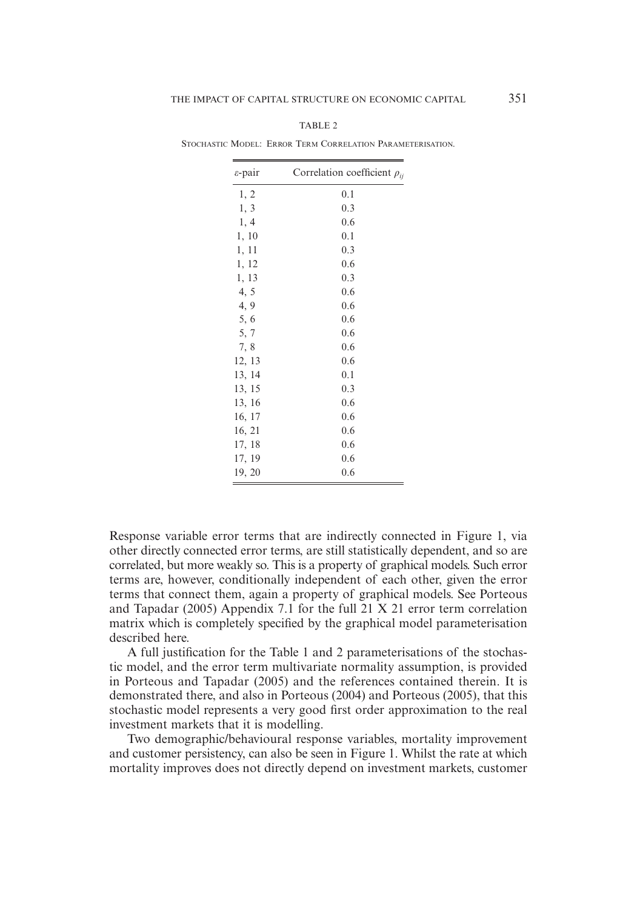TABLE 2

Stochastic Model: Error Term Correlation Parameterisation.

| $\varepsilon$-pair | Correlation coefficient $\rho_{ij}$ |
|---|---|
| 1, 2 | 0.1 |
| 1, 3 | 0.3 |
| 1, 4 | 0.6 |
| 1, 10 | 0.1 |
| 1, 11 | 0.3 |
| 1, 12 | 0.6 |
| 1, 13 | 0.3 |
| 4, 5 | 0.6 |
| 4, 9 | 0.6 |
| 5, 6 | 0.6 |
| 5, 7 | 0.6 |
| 7, 8 | 0.6 |
| 12, 13 | 0.6 |
| 13, 14 | 0.1 |
| 13, 15 | 0.3 |
| 13, 16 | 0.6 |
| 16, 17 | 0.6 |
| 16, 21 | 0.6 |
| 17, 18 | 0.6 |
| 17, 19 | 0.6 |
| 19, 20 | 0.6 |

Response variable error terms that are indirectly connected in Figure 1, via other directly connected error terms, are still statistically dependent, and so are correlated, but more weakly so. This is a property of graphical models. Such error terms are, however, conditionally independent of each other, given the error terms that connect them, again a property of graphical models. See Porteous and Tapadar (2005) Appendix 7.1 for the full 21 X 21 error term correlation matrix which is completely specified by the graphical model parameterisation described here.

A full justification for the Table 1 and 2 parameterisations of the stochastic model, and the error term multivariate normality assumption, is provided in Porteous and Tapadar (2005) and the references contained therein. It is demonstrated there, and also in Porteous (2004) and Porteous (2005), that this stochastic model represents a very good first order approximation to the real investment markets that it is modelling.

Two demographic/behavioural response variables, mortality improvement and customer persistency, can also be seen in Figure 1. Whilst the rate at which mortality improves does not directly depend on investment markets, customer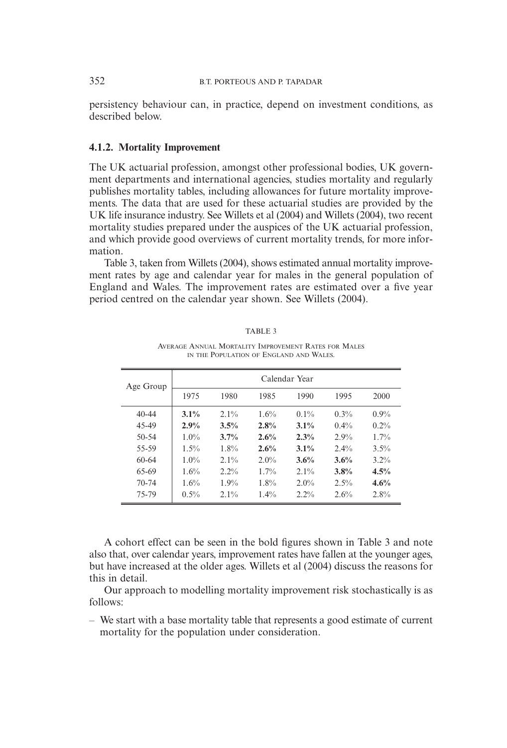persistency behaviour can, in practice, depend on investment conditions, as described below.

#### 4.1.2. Mortality Improvement

The UK actuarial profession, amongst other professional bodies, UK government departments and international agencies, studies mortality and regularly publishes mortality tables, including allowances for future mortality improvements. The data that are used for these actuarial studies are provided by the UK life insurance industry. See Willets et al (2004) and Willets (2004), two recent mortality studies prepared under the auspices of the UK actuarial profession, and which provide good overviews of current mortality trends, for more information.

Table 3, taken from Willets (2004), shows estimated annual mortality improvement rates by age and calendar year for males in the general population of England and Wales. The improvement rates are estimated over a five year period centred on the calendar year shown. See Willets (2004).

TABLE 3

AVERAGE ANNUAL MORTALITY IMPROVEMENT RATES FOR MALES IN THE POPULATION OF ENGLAND AND WALES.

| Age Group | Calendar Year | | | | | |
|---|---|---|---|---|---|---|
| | 1975 | 1980 | 1985 | 1990 | 1995 | 2000 |
| 40-44 | **3.1%** | 2.1% | 1.6% | 0.1% | 0.3% | 0.9% |
| 45-49 | **2.9%** | **3.5%** | **2.8%** | **3.1%** | 0.4% | 0.2% |
| 50-54 | 1.0% | **3.7%** | **2.6%** | **2.3%** | 2.9% | 1.7% |
| 55-59 | 1.5% | 1.8% | **2.6%** | **3.1%** | 2.4% | 3.5% |
| 60-64 | 1.0% | 2.1% | 2.0% | **3.6%** | **3.6%** | 3.2% |
| 65-69 | 1.6% | 2.2% | 1.7% | 2.1% | **3.8%** | **4.5%** |
| 70-74 | 1.6% | 1.9% | 1.8% | 2.0% | 2.5% | **4.6%** |
| 75-79 | 0.5% | 2.1% | 1.4% | 2.2% | 2.6% | 2.8% |

A cohort effect can be seen in the bold figures shown in Table 3 and note also that, over calendar years, improvement rates have fallen at the younger ages, but have increased at the older ages. Willets et al (2004) discuss the reasons for this in detail.

Our approach to modelling mortality improvement risk stochastically is as follows:

– We start with a base mortality table that represents a good estimate of current mortality for the population under consideration.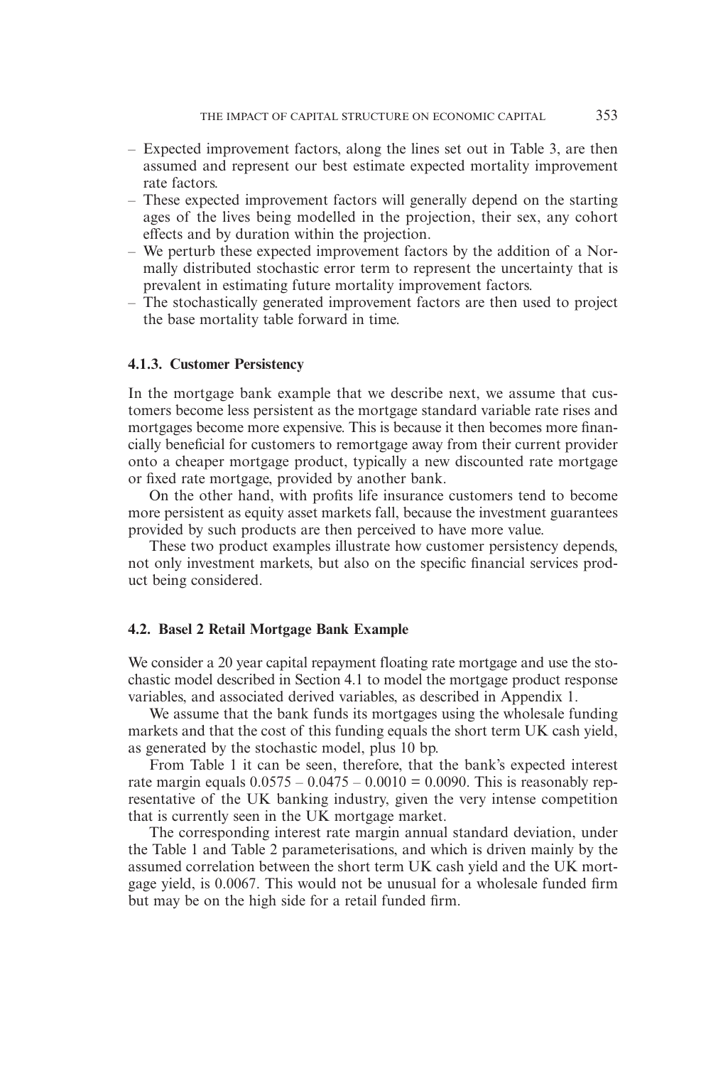- Expected improvement factors, along the lines set out in Table 3, are then assumed and represent our best estimate expected mortality improvement rate factors.
- These expected improvement factors will generally depend on the starting ages of the lives being modelled in the projection, their sex, any cohort effects and by duration within the projection.
- We perturb these expected improvement factors by the addition of a Normally distributed stochastic error term to represent the uncertainty that is prevalent in estimating future mortality improvement factors.
- The stochastically generated improvement factors are then used to project the base mortality table forward in time.

#### 4.1.3. Customer Persistency

In the mortgage bank example that we describe next, we assume that customers become less persistent as the mortgage standard variable rate rises and mortgages become more expensive. This is because it then becomes more financially beneficial for customers to remortgage away from their current provider onto a cheaper mortgage product, typically a new discounted rate mortgage or fixed rate mortgage, provided by another bank.

On the other hand, with profits life insurance customers tend to become more persistent as equity asset markets fall, because the investment guarantees provided by such products are then perceived to have more value.

These two product examples illustrate how customer persistency depends, not only investment markets, but also on the specific financial services product being considered.

### 4.2. Basel 2 Retail Mortgage Bank Example

We consider a 20 year capital repayment floating rate mortgage and use the stochastic model described in Section 4.1 to model the mortgage product response variables, and associated derived variables, as described in Appendix 1.

We assume that the bank funds its mortgages using the wholesale funding markets and that the cost of this funding equals the short term UK cash yield, as generated by the stochastic model, plus 10 bp.

From Table 1 it can be seen, therefore, that the bank's expected interest rate margin equals $0.0575 - 0.0475 - 0.0010 = 0.0090$. This is reasonably representative of the UK banking industry, given the very intense competition that is currently seen in the UK mortgage market.

The corresponding interest rate margin annual standard deviation, under the Table 1 and Table 2 parameterisations, and which is driven mainly by the assumed correlation between the short term UK cash yield and the UK mortgage yield, is 0.0067. This would not be unusual for a wholesale funded firm but may be on the high side for a retail funded firm.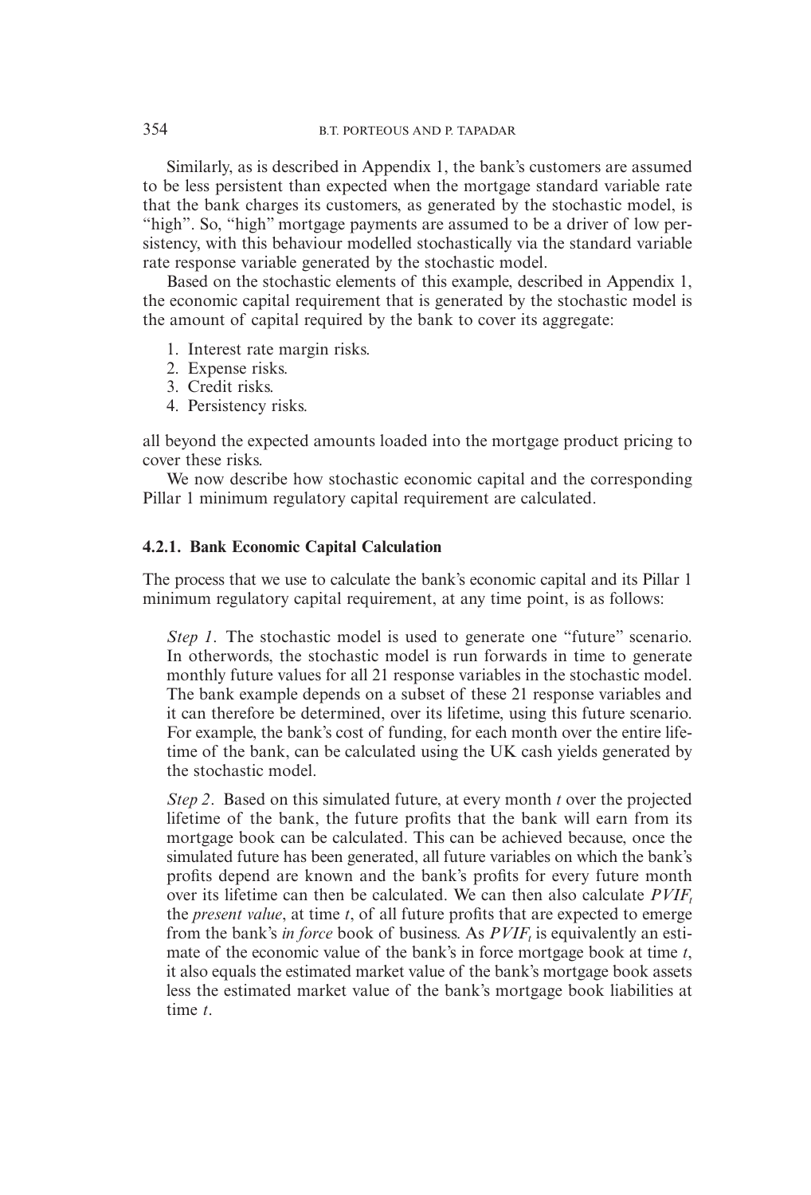Similarly, as is described in Appendix 1, the bank's customers are assumed to be less persistent than expected when the mortgage standard variable rate that the bank charges its customers, as generated by the stochastic model, is "high". So, "high" mortgage payments are assumed to be a driver of low persistency, with this behaviour modelled stochastically via the standard variable rate response variable generated by the stochastic model.

Based on the stochastic elements of this example, described in Appendix 1, the economic capital requirement that is generated by the stochastic model is the amount of capital required by the bank to cover its aggregate:

1. Interest rate margin risks.
2. Expense risks.
3. Credit risks.
4. Persistency risks.

all beyond the expected amounts loaded into the mortgage product pricing to cover these risks.

We now describe how stochastic economic capital and the corresponding Pillar 1 minimum regulatory capital requirement are calculated.

#### 4.2.1. Bank Economic Capital Calculation

The process that we use to calculate the bank's economic capital and its Pillar 1 minimum regulatory capital requirement, at any time point, is as follows:

*Step 1*. The stochastic model is used to generate one "future" scenario. In otherwords, the stochastic model is run forwards in time to generate monthly future values for all 21 response variables in the stochastic model. The bank example depends on a subset of these 21 response variables and it can therefore be determined, over its lifetime, using this future scenario. For example, the bank's cost of funding, for each month over the entire lifetime of the bank, can be calculated using the UK cash yields generated by the stochastic model.

*Step 2*. Based on this simulated future, at every month $t$ over the projected lifetime of the bank, the future profits that the bank will earn from its mortgage book can be calculated. This can be achieved because, once the simulated future has been generated, all future variables on which the bank's profits depend are known and the bank's profits for every future month over its lifetime can then be calculated. We can then also calculate $PVIF_t$ the *present value*, at time $t$, of all future profits that are expected to emerge from the bank's *in force* book of business. As $PVIF_t$ is equivalently an estimate of the economic value of the bank's in force mortgage book at time $t$, it also equals the estimated market value of the bank's mortgage book assets less the estimated market value of the bank's mortgage book liabilities at time $t$.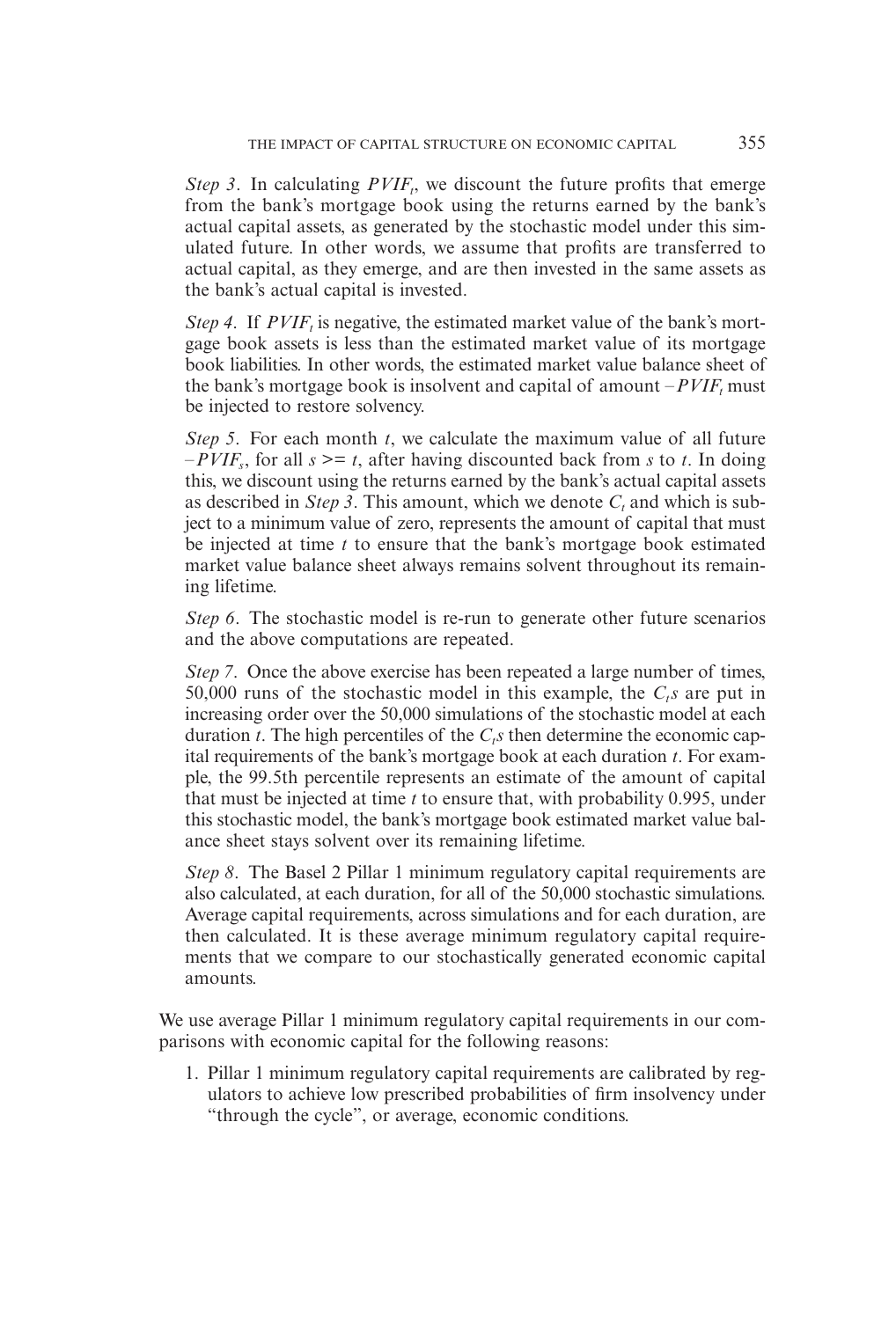*Step 3*. In calculating $PVIF_t$, we discount the future profits that emerge from the bank's mortgage book using the returns earned by the bank's actual capital assets, as generated by the stochastic model under this simulated future. In other words, we assume that profits are transferred to actual capital, as they emerge, and are then invested in the same assets as the bank's actual capital is invested.

*Step 4*. If $PVIF_t$ is negative, the estimated market value of the bank's mortgage book assets is less than the estimated market value of its mortgage book liabilities. In other words, the estimated market value balance sheet of the bank's mortgage book is insolvent and capital of amount $-PVIF_t$ must be injected to restore solvency.

*Step 5*. For each month $t$, we calculate the maximum value of all future $-PVIF_s$, for all $s >= t$, after having discounted back from $s$ to $t$. In doing this, we discount using the returns earned by the bank's actual capital assets as described in *Step 3*. This amount, which we denote $C_t$ and which is subject to a minimum value of zero, represents the amount of capital that must be injected at time $t$ to ensure that the bank's mortgage book estimated market value balance sheet always remains solvent throughout its remaining lifetime.

*Step 6*. The stochastic model is re-run to generate other future scenarios and the above computations are repeated.

*Step 7*. Once the above exercise has been repeated a large number of times, 50,000 runs of the stochastic model in this example, the $C_t$s are put in increasing order over the 50,000 simulations of the stochastic model at each duration $t$. The high percentiles of the $C_t$s then determine the economic capital requirements of the bank's mortgage book at each duration $t$. For example, the 99.5th percentile represents an estimate of the amount of capital that must be injected at time $t$ to ensure that, with probability 0.995, under this stochastic model, the bank's mortgage book estimated market value balance sheet stays solvent over its remaining lifetime.

*Step 8*. The Basel 2 Pillar 1 minimum regulatory capital requirements are also calculated, at each duration, for all of the 50,000 stochastic simulations. Average capital requirements, across simulations and for each duration, are then calculated. It is these average minimum regulatory capital requirements that we compare to our stochastically generated economic capital amounts.

We use average Pillar 1 minimum regulatory capital requirements in our comparisons with economic capital for the following reasons:

1. Pillar 1 minimum regulatory capital requirements are calibrated by regulators to achieve low prescribed probabilities of firm insolvency under "through the cycle", or average, economic conditions.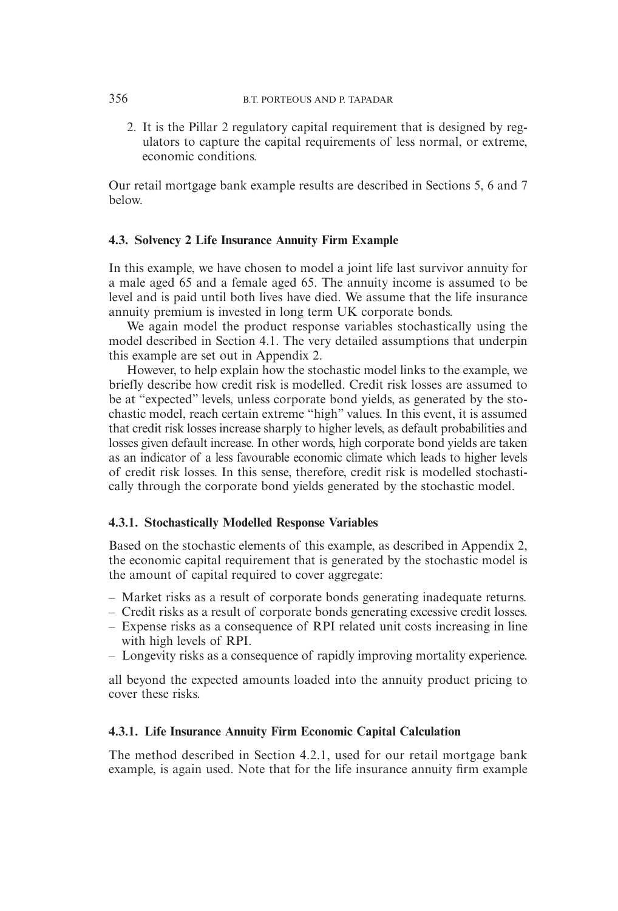2. It is the Pillar 2 regulatory capital requirement that is designed by regulators to capture the capital requirements of less normal, or extreme, economic conditions.

Our retail mortgage bank example results are described in Sections 5, 6 and 7 below.

### 4.3. Solvency 2 Life Insurance Annuity Firm Example

In this example, we have chosen to model a joint life last survivor annuity for a male aged 65 and a female aged 65. The annuity income is assumed to be level and is paid until both lives have died. We assume that the life insurance annuity premium is invested in long term UK corporate bonds.

We again model the product response variables stochastically using the model described in Section 4.1. The very detailed assumptions that underpin this example are set out in Appendix 2.

However, to help explain how the stochastic model links to the example, we briefly describe how credit risk is modelled. Credit risk losses are assumed to be at "expected" levels, unless corporate bond yields, as generated by the stochastic model, reach certain extreme "high" values. In this event, it is assumed that credit risk losses increase sharply to higher levels, as default probabilities and losses given default increase. In other words, high corporate bond yields are taken as an indicator of a less favourable economic climate which leads to higher levels of credit risk losses. In this sense, therefore, credit risk is modelled stochastically through the corporate bond yields generated by the stochastic model.

#### 4.3.1. Stochastically Modelled Response Variables

Based on the stochastic elements of this example, as described in Appendix 2, the economic capital requirement that is generated by the stochastic model is the amount of capital required to cover aggregate:

- Market risks as a result of corporate bonds generating inadequate returns.
- Credit risks as a result of corporate bonds generating excessive credit losses.
- Expense risks as a consequence of RPI related unit costs increasing in line with high levels of RPI.
- Longevity risks as a consequence of rapidly improving mortality experience.

all beyond the expected amounts loaded into the annuity product pricing to cover these risks.

#### 4.3.1. Life Insurance Annuity Firm Economic Capital Calculation

The method described in Section 4.2.1, used for our retail mortgage bank example, is again used. Note that for the life insurance annuity firm example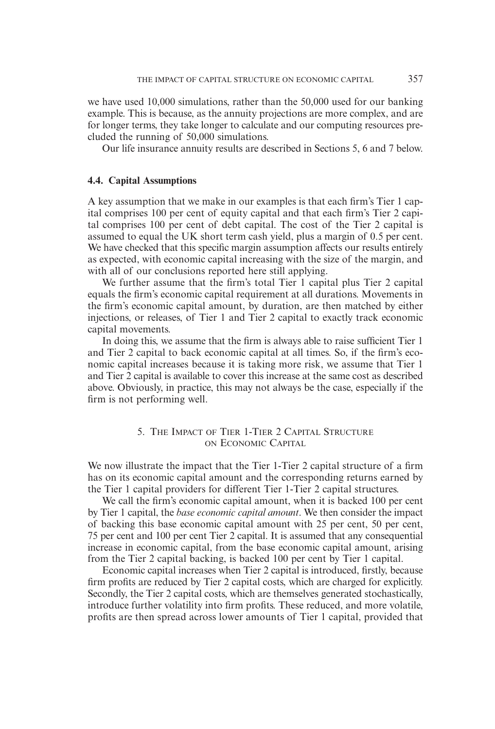we have used 10,000 simulations, rather than the 50,000 used for our banking example. This is because, as the annuity projections are more complex, and are for longer terms, they take longer to calculate and our computing resources precluded the running of 50,000 simulations.

Our life insurance annuity results are described in Sections 5, 6 and 7 below.

### 4.4. Capital Assumptions

A key assumption that we make in our examples is that each firm's Tier 1 capital comprises 100 per cent of equity capital and that each firm's Tier 2 capital comprises 100 per cent of debt capital. The cost of the Tier 2 capital is assumed to equal the UK short term cash yield, plus a margin of 0.5 per cent. We have checked that this specific margin assumption affects our results entirely as expected, with economic capital increasing with the size of the margin, and with all of our conclusions reported here still applying.

We further assume that the firm's total Tier 1 capital plus Tier 2 capital equals the firm's economic capital requirement at all durations. Movements in the firm's economic capital amount, by duration, are then matched by either injections, or releases, of Tier 1 and Tier 2 capital to exactly track economic capital movements.

In doing this, we assume that the firm is always able to raise sufficient Tier 1 and Tier 2 capital to back economic capital at all times. So, if the firm's economic capital increases because it is taking more risk, we assume that Tier 1 and Tier 2 capital is available to cover this increase at the same cost as described above. Obviously, in practice, this may not always be the case, especially if the firm is not performing well.

## 5. The Impact of Tier 1-Tier 2 Capital Structure on Economic Capital

We now illustrate the impact that the Tier 1-Tier 2 capital structure of a firm has on its economic capital amount and the corresponding returns earned by the Tier 1 capital providers for different Tier 1-Tier 2 capital structures.

We call the firm's economic capital amount, when it is backed 100 per cent by Tier 1 capital, the *base economic capital amount*. We then consider the impact of backing this base economic capital amount with 25 per cent, 50 per cent, 75 per cent and 100 per cent Tier 2 capital. It is assumed that any consequential increase in economic capital, from the base economic capital amount, arising from the Tier 2 capital backing, is backed 100 per cent by Tier 1 capital.

Economic capital increases when Tier 2 capital is introduced, firstly, because firm profits are reduced by Tier 2 capital costs, which are charged for explicitly. Secondly, the Tier 2 capital costs, which are themselves generated stochastically, introduce further volatility into firm profits. These reduced, and more volatile, profits are then spread across lower amounts of Tier 1 capital, provided that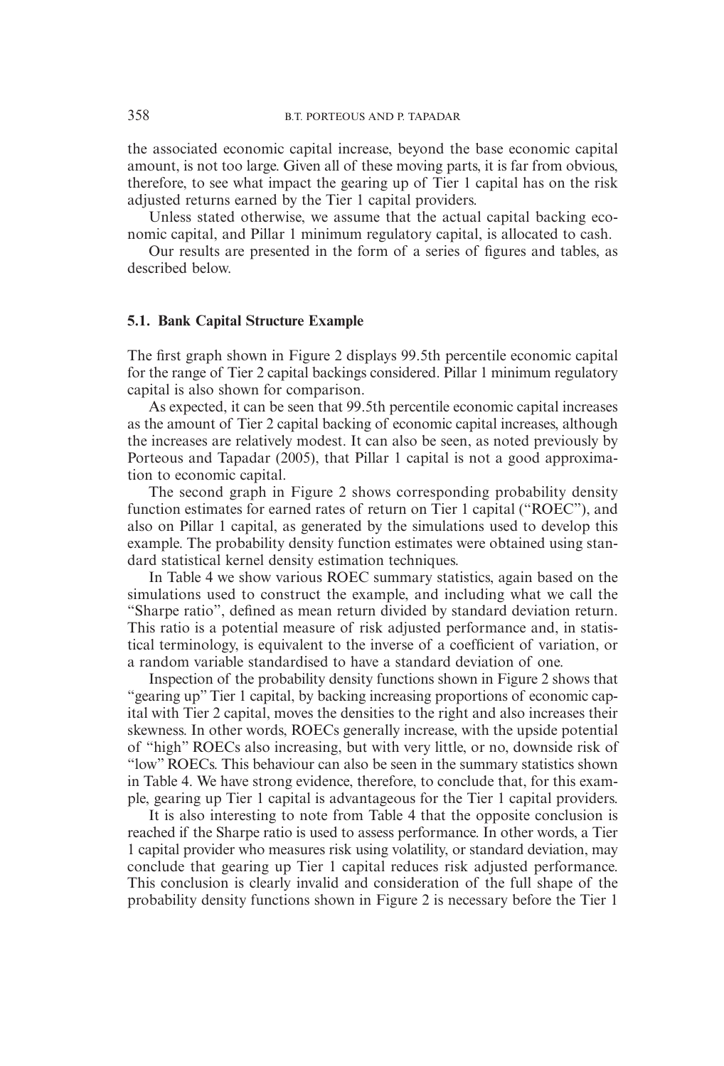the associated economic capital increase, beyond the base economic capital amount, is not too large. Given all of these moving parts, it is far from obvious, therefore, to see what impact the gearing up of Tier 1 capital has on the risk adjusted returns earned by the Tier 1 capital providers.

Unless stated otherwise, we assume that the actual capital backing economic capital, and Pillar 1 minimum regulatory capital, is allocated to cash.

Our results are presented in the form of a series of figures and tables, as described below.

### 5.1. Bank Capital Structure Example

The first graph shown in Figure 2 displays 99.5th percentile economic capital for the range of Tier 2 capital backings considered. Pillar 1 minimum regulatory capital is also shown for comparison.

As expected, it can be seen that 99.5th percentile economic capital increases as the amount of Tier 2 capital backing of economic capital increases, although the increases are relatively modest. It can also be seen, as noted previously by Porteous and Tapadar (2005), that Pillar 1 capital is not a good approximation to economic capital.

The second graph in Figure 2 shows corresponding probability density function estimates for earned rates of return on Tier 1 capital ("ROEC"), and also on Pillar 1 capital, as generated by the simulations used to develop this example. The probability density function estimates were obtained using standard statistical kernel density estimation techniques.

In Table 4 we show various ROEC summary statistics, again based on the simulations used to construct the example, and including what we call the "Sharpe ratio", defined as mean return divided by standard deviation return. This ratio is a potential measure of risk adjusted performance and, in statistical terminology, is equivalent to the inverse of a coefficient of variation, or a random variable standardised to have a standard deviation of one.

Inspection of the probability density functions shown in Figure 2 shows that "gearing up" Tier 1 capital, by backing increasing proportions of economic capital with Tier 2 capital, moves the densities to the right and also increases their skewness. In other words, ROECs generally increase, with the upside potential of "high" ROECs also increasing, but with very little, or no, downside risk of "low" ROECs. This behaviour can also be seen in the summary statistics shown in Table 4. We have strong evidence, therefore, to conclude that, for this example, gearing up Tier 1 capital is advantageous for the Tier 1 capital providers.

It is also interesting to note from Table 4 that the opposite conclusion is reached if the Sharpe ratio is used to assess performance. In other words, a Tier 1 capital provider who measures risk using volatility, or standard deviation, may conclude that gearing up Tier 1 capital reduces risk adjusted performance. This conclusion is clearly invalid and consideration of the full shape of the probability density functions shown in Figure 2 is necessary before the Tier 1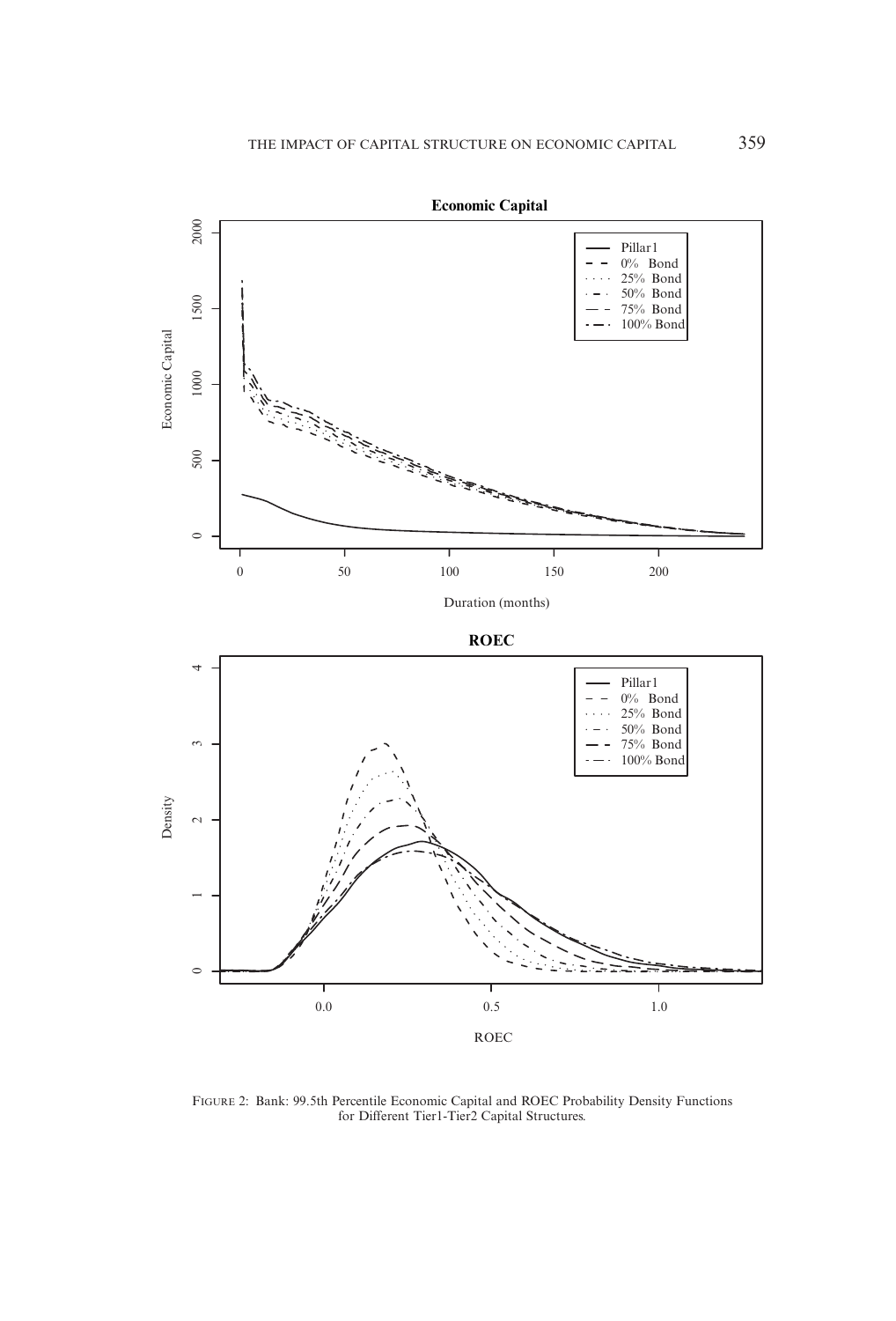FIGURE 2: Bank: 99.5th Percentile Economic Capital and ROEC Probability Density Functions for Different Tier1-Tier2 Capital Structures.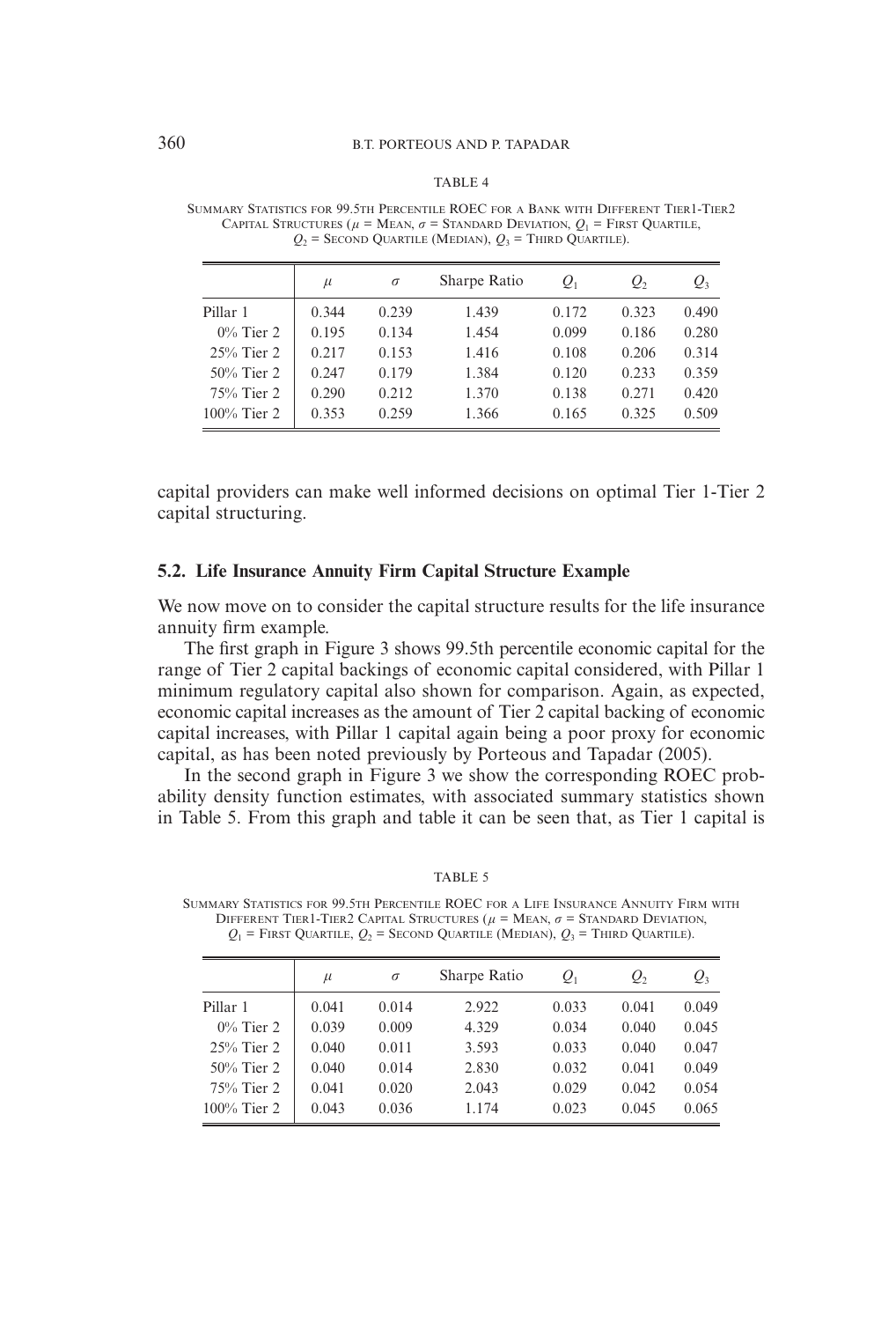TABLE 4

Summary Statistics for 99.5th Percentile ROEC for a Bank with Different Tier1-Tier2 Capital Structures ($\mu$ = Mean, $\sigma$ = Standard Deviation, $Q_1$ = First Quartile, $Q_2$ = Second Quartile (Median), $Q_3$ = Third Quartile).

| | $\mu$ | $\sigma$ | Sharpe Ratio | $Q_1$ | $Q_2$ | $Q_3$ |
|---|---|---|---|---|---|---|
| Pillar 1 | 0.344 | 0.239 | 1.439 | 0.172 | 0.323 | 0.490 |
| 0% Tier 2 | 0.195 | 0.134 | 1.454 | 0.099 | 0.186 | 0.280 |
| 25% Tier 2 | 0.217 | 0.153 | 1.416 | 0.108 | 0.206 | 0.314 |
| 50% Tier 2 | 0.247 | 0.179 | 1.384 | 0.120 | 0.233 | 0.359 |
| 75% Tier 2 | 0.290 | 0.212 | 1.370 | 0.138 | 0.271 | 0.420 |
| 100% Tier 2 | 0.353 | 0.259 | 1.366 | 0.165 | 0.325 | 0.509 |

capital providers can make well informed decisions on optimal Tier 1-Tier 2 capital structuring.

### 5.2. Life Insurance Annuity Firm Capital Structure Example

We now move on to consider the capital structure results for the life insurance annuity firm example.

The first graph in Figure 3 shows 99.5th percentile economic capital for the range of Tier 2 capital backings of economic capital considered, with Pillar 1 minimum regulatory capital also shown for comparison. Again, as expected, economic capital increases as the amount of Tier 2 capital backing of economic capital increases, with Pillar 1 capital again being a poor proxy for economic capital, as has been noted previously by Porteous and Tapadar (2005).

In the second graph in Figure 3 we show the corresponding ROEC probability density function estimates, with associated summary statistics shown in Table 5. From this graph and table it can be seen that, as Tier 1 capital is

TABLE 5

Summary Statistics for 99.5th Percentile ROEC for a Life Insurance Annuity Firm with Different Tier1-Tier2 Capital Structures ($\mu$ = Mean, $\sigma$ = Standard Deviation, $Q_1$ = First Quartile, $Q_2$ = Second Quartile (Median), $Q_3$ = Third Quartile).

| | $\mu$ | $\sigma$ | Sharpe Ratio | $Q_1$ | $Q_2$ | $Q_3$ |
|---|---|---|---|---|---|---|
| Pillar 1 | 0.041 | 0.014 | 2.922 | 0.033 | 0.041 | 0.049 |
| 0% Tier 2 | 0.039 | 0.009 | 4.329 | 0.034 | 0.040 | 0.045 |
| 25% Tier 2 | 0.040 | 0.011 | 3.593 | 0.033 | 0.040 | 0.047 |
| 50% Tier 2 | 0.040 | 0.014 | 2.830 | 0.032 | 0.041 | 0.049 |
| 75% Tier 2 | 0.041 | 0.020 | 2.043 | 0.029 | 0.042 | 0.054 |
| 100% Tier 2 | 0.043 | 0.036 | 1.174 | 0.023 | 0.045 | 0.065 |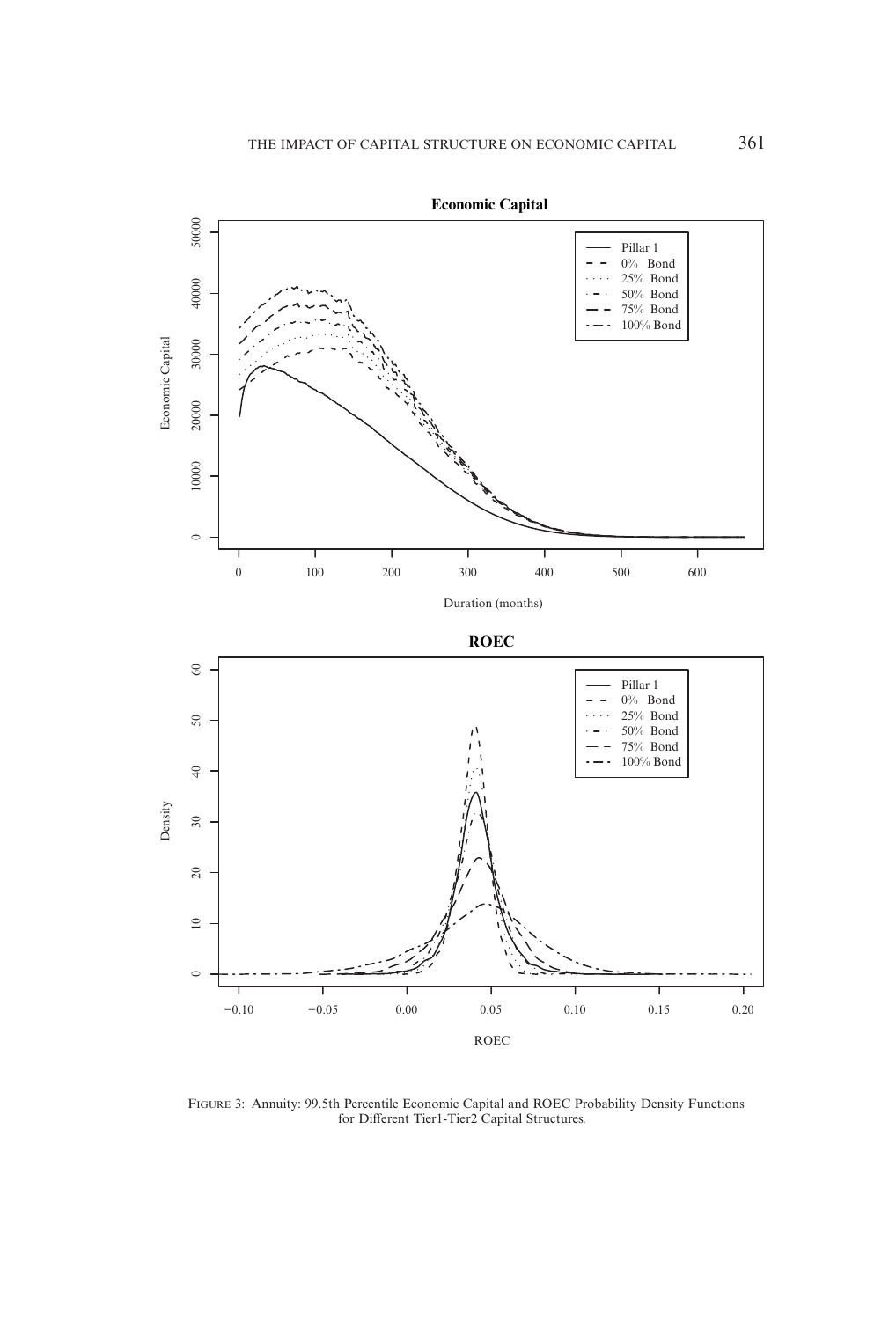Figure 3: Annuity: 99.5th Percentile Economic Capital and ROEC Probability Density Functions for Different Tier1-Tier2 Capital Structures.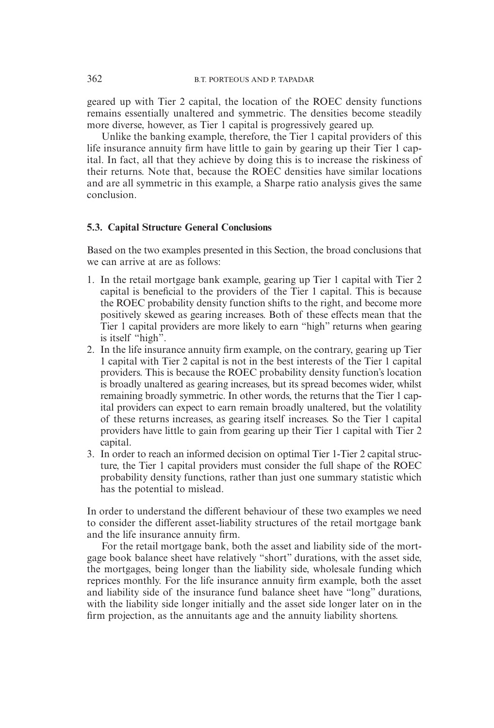geared up with Tier 2 capital, the location of the ROEC density functions remains essentially unaltered and symmetric. The densities become steadily more diverse, however, as Tier 1 capital is progressively geared up.

Unlike the banking example, therefore, the Tier 1 capital providers of this life insurance annuity firm have little to gain by gearing up their Tier 1 capital. In fact, all that they achieve by doing this is to increase the riskiness of their returns. Note that, because the ROEC densities have similar locations and are all symmetric in this example, a Sharpe ratio analysis gives the same conclusion.

### 5.3. Capital Structure General Conclusions

Based on the two examples presented in this Section, the broad conclusions that we can arrive at are as follows:

1. In the retail mortgage bank example, gearing up Tier 1 capital with Tier 2 capital is beneficial to the providers of the Tier 1 capital. This is because the ROEC probability density function shifts to the right, and become more positively skewed as gearing increases. Both of these effects mean that the Tier 1 capital providers are more likely to earn "high" returns when gearing is itself "high".
2. In the life insurance annuity firm example, on the contrary, gearing up Tier 1 capital with Tier 2 capital is not in the best interests of the Tier 1 capital providers. This is because the ROEC probability density function's location is broadly unaltered as gearing increases, but its spread becomes wider, whilst remaining broadly symmetric. In other words, the returns that the Tier 1 capital providers can expect to earn remain broadly unaltered, but the volatility of these returns increases, as gearing itself increases. So the Tier 1 capital providers have little to gain from gearing up their Tier 1 capital with Tier 2 capital.
3. In order to reach an informed decision on optimal Tier 1-Tier 2 capital structure, the Tier 1 capital providers must consider the full shape of the ROEC probability density functions, rather than just one summary statistic which has the potential to mislead.

In order to understand the different behaviour of these two examples we need to consider the different asset-liability structures of the retail mortgage bank and the life insurance annuity firm.

For the retail mortgage bank, both the asset and liability side of the mortgage book balance sheet have relatively "short" durations, with the asset side, the mortgages, being longer than the liability side, wholesale funding which reprices monthly. For the life insurance annuity firm example, both the asset and liability side of the insurance fund balance sheet have "long" durations, with the liability side longer initially and the asset side longer later on in the firm projection, as the annuitants age and the annuity liability shortens.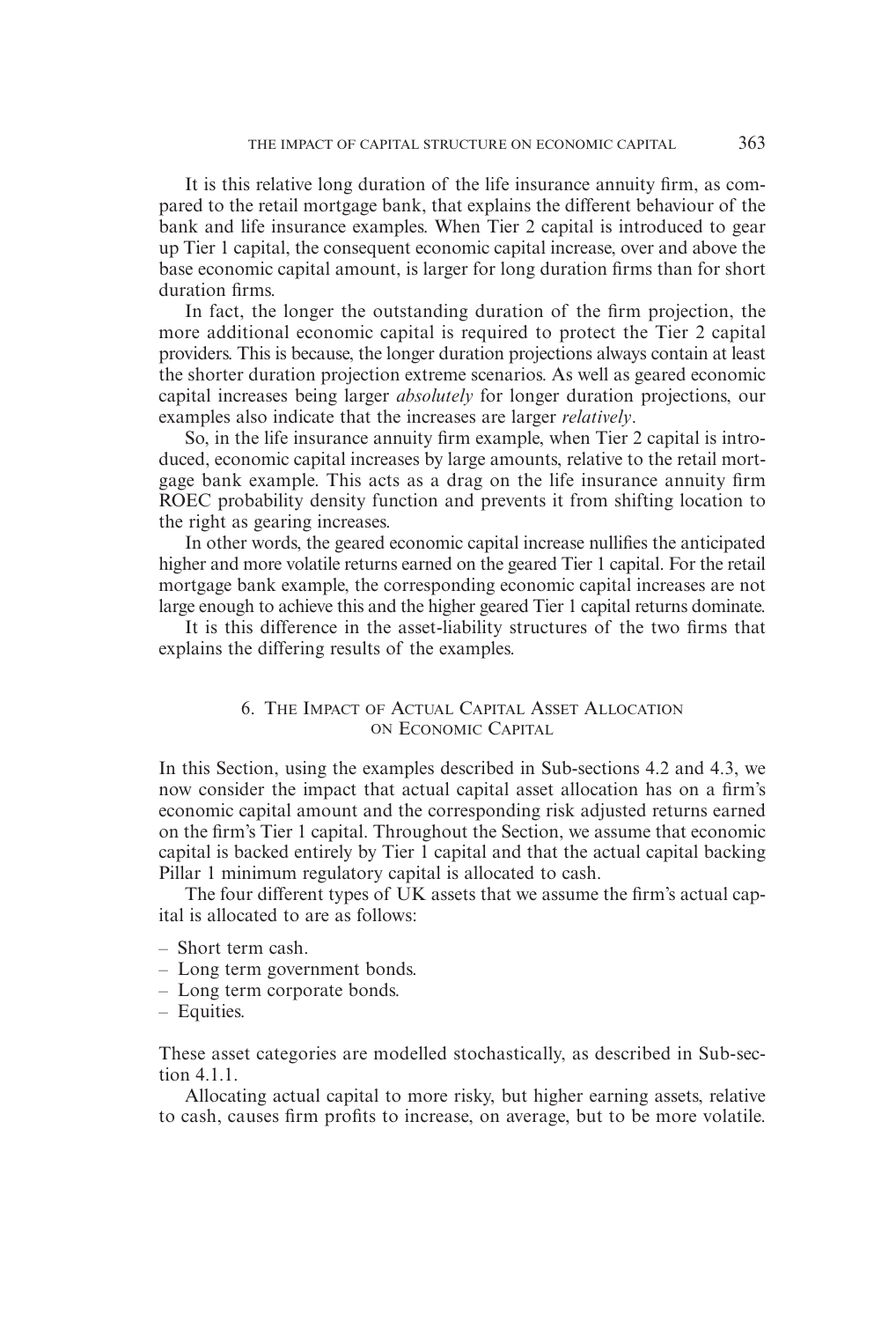It is this relative long duration of the life insurance annuity firm, as compared to the retail mortgage bank, that explains the different behaviour of the bank and life insurance examples. When Tier 2 capital is introduced to gear up Tier 1 capital, the consequent economic capital increase, over and above the base economic capital amount, is larger for long duration firms than for short duration firms.

In fact, the longer the outstanding duration of the firm projection, the more additional economic capital is required to protect the Tier 2 capital providers. This is because, the longer duration projections always contain at least the shorter duration projection extreme scenarios. As well as geared economic capital increases being larger *absolutely* for longer duration projections, our examples also indicate that the increases are larger *relatively*.

So, in the life insurance annuity firm example, when Tier 2 capital is introduced, economic capital increases by large amounts, relative to the retail mortgage bank example. This acts as a drag on the life insurance annuity firm ROEC probability density function and prevents it from shifting location to the right as gearing increases.

In other words, the geared economic capital increase nullifies the anticipated higher and more volatile returns earned on the geared Tier 1 capital. For the retail mortgage bank example, the corresponding economic capital increases are not large enough to achieve this and the higher geared Tier 1 capital returns dominate.

It is this difference in the asset-liability structures of the two firms that explains the differing results of the examples.

## 6. The Impact of Actual Capital Asset Allocation on Economic Capital

In this Section, using the examples described in Sub-sections 4.2 and 4.3, we now consider the impact that actual capital asset allocation has on a firm's economic capital amount and the corresponding risk adjusted returns earned on the firm's Tier 1 capital. Throughout the Section, we assume that economic capital is backed entirely by Tier 1 capital and that the actual capital backing Pillar 1 minimum regulatory capital is allocated to cash.

The four different types of UK assets that we assume the firm's actual capital is allocated to are as follows:

- Short term cash.
- Long term government bonds.
- Long term corporate bonds.
- Equities.

These asset categories are modelled stochastically, as described in Sub-section 4.1.1.

Allocating actual capital to more risky, but higher earning assets, relative to cash, causes firm profits to increase, on average, but to be more volatile.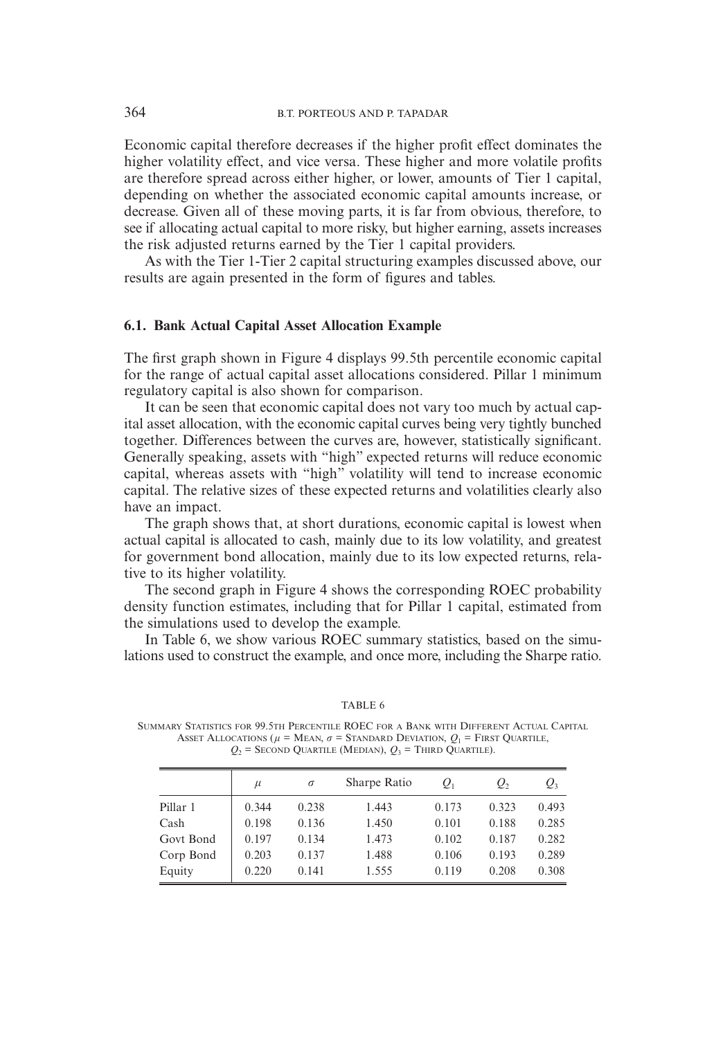Economic capital therefore decreases if the higher profit effect dominates the higher volatility effect, and vice versa. These higher and more volatile profits are therefore spread across either higher, or lower, amounts of Tier 1 capital, depending on whether the associated economic capital amounts increase, or decrease. Given all of these moving parts, it is far from obvious, therefore, to see if allocating actual capital to more risky, but higher earning, assets increases the risk adjusted returns earned by the Tier 1 capital providers.

As with the Tier 1-Tier 2 capital structuring examples discussed above, our results are again presented in the form of figures and tables.

### 6.1. Bank Actual Capital Asset Allocation Example

The first graph shown in Figure 4 displays 99.5th percentile economic capital for the range of actual capital asset allocations considered. Pillar 1 minimum regulatory capital is also shown for comparison.

It can be seen that economic capital does not vary too much by actual capital asset allocation, with the economic capital curves being very tightly bunched together. Differences between the curves are, however, statistically significant. Generally speaking, assets with "high" expected returns will reduce economic capital, whereas assets with "high" volatility will tend to increase economic capital. The relative sizes of these expected returns and volatilities clearly also have an impact.

The graph shows that, at short durations, economic capital is lowest when actual capital is allocated to cash, mainly due to its low volatility, and greatest for government bond allocation, mainly due to its low expected returns, relative to its higher volatility.

The second graph in Figure 4 shows the corresponding ROEC probability density function estimates, including that for Pillar 1 capital, estimated from the simulations used to develop the example.

In Table 6, we show various ROEC summary statistics, based on the simulations used to construct the example, and once more, including the Sharpe ratio.

TABLE 6

Summary Statistics for 99.5th Percentile ROEC for a Bank with Different Actual Capital Asset Allocations ($\mu$ = Mean, $\sigma$ = Standard Deviation, $Q_1$ = First Quartile, $Q_2$ = Second Quartile (Median), $Q_3$ = Third Quartile).

| | $\mu$ | $\sigma$ | Sharpe Ratio | $Q_1$ | $Q_2$ | $Q_3$ |
|---|---|---|---|---|---|---|
| Pillar 1 | 0.344 | 0.238 | 1.443 | 0.173 | 0.323 | 0.493 |
| Cash | 0.198 | 0.136 | 1.450 | 0.101 | 0.188 | 0.285 |
| Govt Bond | 0.197 | 0.134 | 1.473 | 0.102 | 0.187 | 0.282 |
| Corp Bond | 0.203 | 0.137 | 1.488 | 0.106 | 0.193 | 0.289 |
| Equity | 0.220 | 0.141 | 1.555 | 0.119 | 0.208 | 0.308 |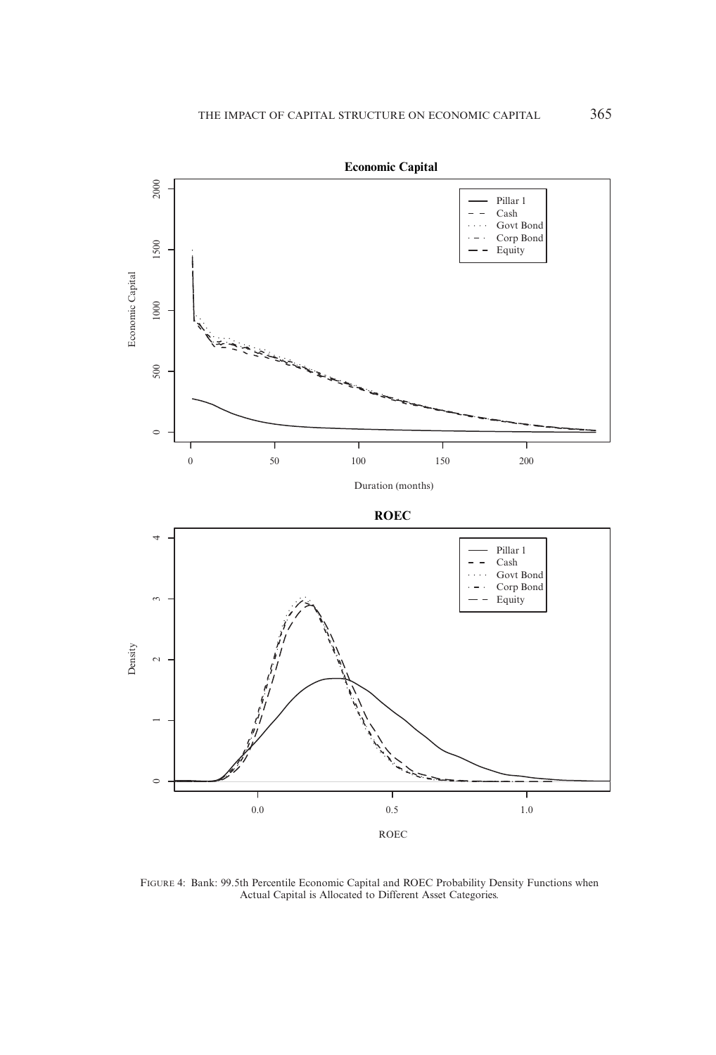FIGURE 4: Bank: 99.5th Percentile Economic Capital and ROEC Probability Density Functions when Actual Capital is Allocated to Different Asset Categories.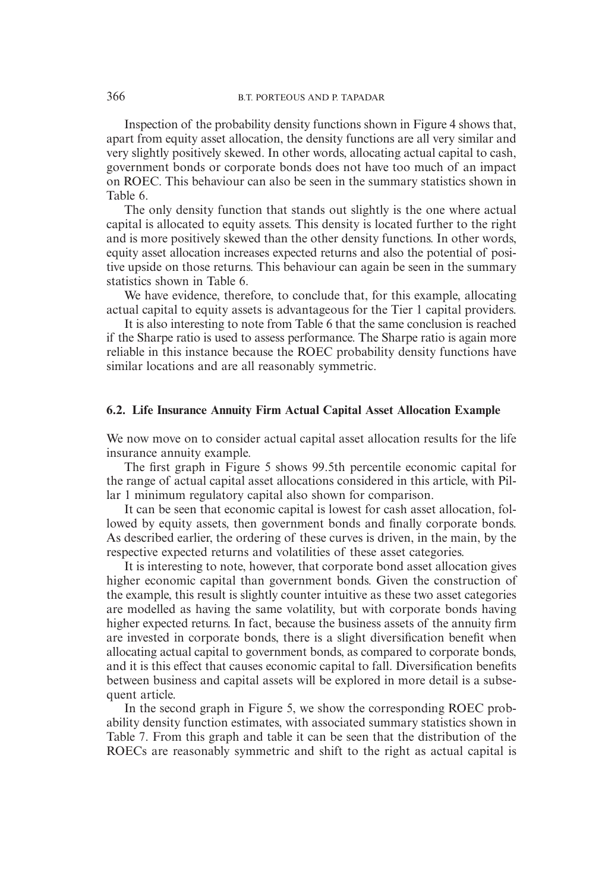Inspection of the probability density functions shown in Figure 4 shows that, apart from equity asset allocation, the density functions are all very similar and very slightly positively skewed. In other words, allocating actual capital to cash, government bonds or corporate bonds does not have too much of an impact on ROEC. This behaviour can also be seen in the summary statistics shown in Table 6.

The only density function that stands out slightly is the one where actual capital is allocated to equity assets. This density is located further to the right and is more positively skewed than the other density functions. In other words, equity asset allocation increases expected returns and also the potential of positive upside on those returns. This behaviour can again be seen in the summary statistics shown in Table 6.

We have evidence, therefore, to conclude that, for this example, allocating actual capital to equity assets is advantageous for the Tier 1 capital providers.

It is also interesting to note from Table 6 that the same conclusion is reached if the Sharpe ratio is used to assess performance. The Sharpe ratio is again more reliable in this instance because the ROEC probability density functions have similar locations and are all reasonably symmetric.

### 6.2. Life Insurance Annuity Firm Actual Capital Asset Allocation Example

We now move on to consider actual capital asset allocation results for the life insurance annuity example.

The first graph in Figure 5 shows 99.5th percentile economic capital for the range of actual capital asset allocations considered in this article, with Pillar 1 minimum regulatory capital also shown for comparison.

It can be seen that economic capital is lowest for cash asset allocation, followed by equity assets, then government bonds and finally corporate bonds. As described earlier, the ordering of these curves is driven, in the main, by the respective expected returns and volatilities of these asset categories.

It is interesting to note, however, that corporate bond asset allocation gives higher economic capital than government bonds. Given the construction of the example, this result is slightly counter intuitive as these two asset categories are modelled as having the same volatility, but with corporate bonds having higher expected returns. In fact, because the business assets of the annuity firm are invested in corporate bonds, there is a slight diversification benefit when allocating actual capital to government bonds, as compared to corporate bonds, and it is this effect that causes economic capital to fall. Diversification benefits between business and capital assets will be explored in more detail is a subsequent article.

In the second graph in Figure 5, we show the corresponding ROEC probability density function estimates, with associated summary statistics shown in Table 7. From this graph and table it can be seen that the distribution of the ROECs are reasonably symmetric and shift to the right as actual capital is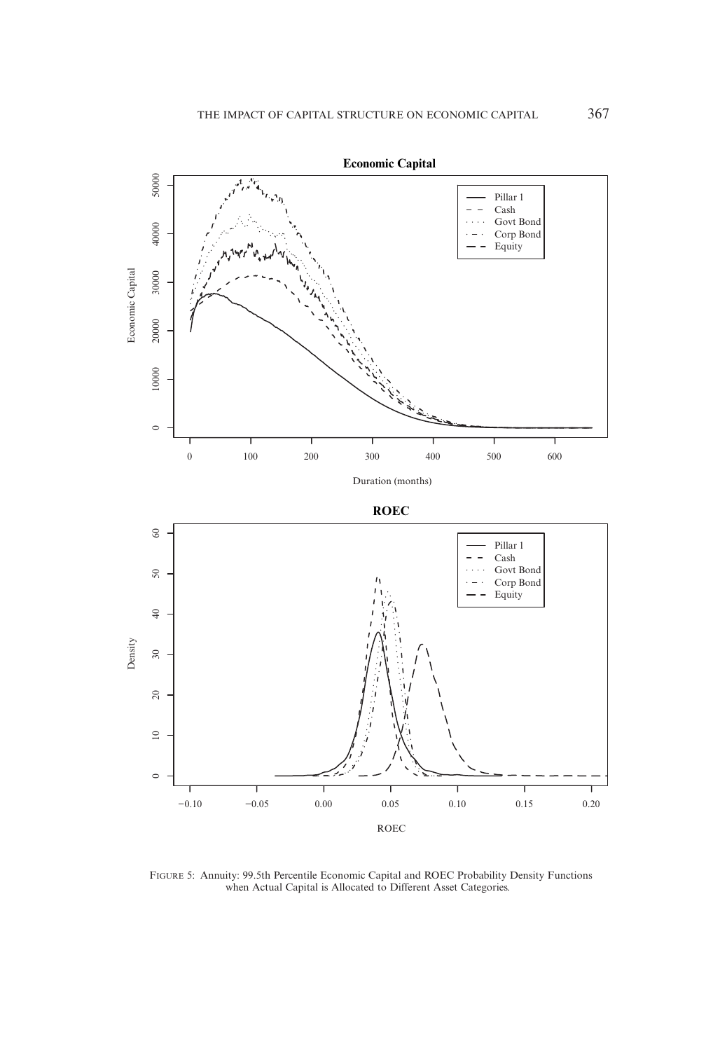Figure 5: Annuity: 99.5th Percentile Economic Capital and ROEC Probability Density Functions when Actual Capital is Allocated to Different Asset Categories.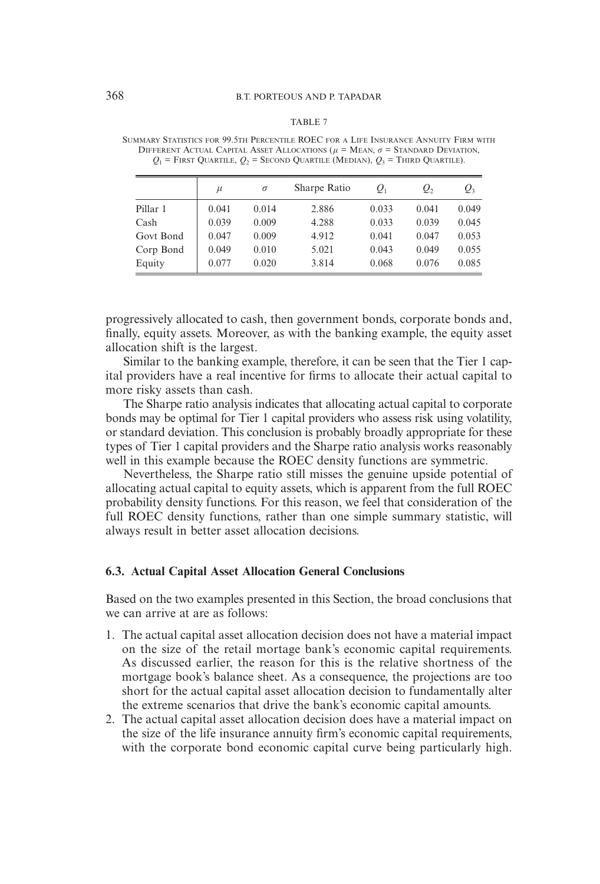TABLE 7

Summary Statistics for 99.5th Percentile ROEC for a Life Insurance Annuity Firm with Different Actual Capital Asset Allocations ($\mu$ = Mean, $\sigma$ = Standard Deviation, $Q_1$ = First Quartile, $Q_2$ = Second Quartile (Median), $Q_3$ = Third Quartile).

| | $\mu$ | $\sigma$ | Sharpe Ratio | $Q_1$ | $Q_2$ | $Q_3$ |
|---|---|---|---|---|---|---|
| Pillar 1 | 0.041 | 0.014 | 2.886 | 0.033 | 0.041 | 0.049 |
| Cash | 0.039 | 0.009 | 4.288 | 0.033 | 0.039 | 0.045 |
| Govt Bond | 0.047 | 0.009 | 4.912 | 0.041 | 0.047 | 0.053 |
| Corp Bond | 0.049 | 0.010 | 5.021 | 0.043 | 0.049 | 0.055 |
| Equity | 0.077 | 0.020 | 3.814 | 0.068 | 0.076 | 0.085 |

progressively allocated to cash, then government bonds, corporate bonds and, finally, equity assets. Moreover, as with the banking example, the equity asset allocation shift is the largest.

Similar to the banking example, therefore, it can be seen that the Tier 1 capital providers have a real incentive for firms to allocate their actual capital to more risky assets than cash.

The Sharpe ratio analysis indicates that allocating actual capital to corporate bonds may be optimal for Tier 1 capital providers who assess risk using volatility, or standard deviation. This conclusion is probably broadly appropriate for these types of Tier 1 capital providers and the Sharpe ratio analysis works reasonably well in this example because the ROEC density functions are symmetric.

Nevertheless, the Sharpe ratio still misses the genuine upside potential of allocating actual capital to equity assets, which is apparent from the full ROEC probability density functions. For this reason, we feel that consideration of the full ROEC density functions, rather than one simple summary statistic, will always result in better asset allocation decisions.

### 6.3. Actual Capital Asset Allocation General Conclusions

Based on the two examples presented in this Section, the broad conclusions that we can arrive at are as follows:

1. The actual capital asset allocation decision does not have a material impact on the size of the retail mortage bank's economic capital requirements. As discussed earlier, the reason for this is the relative shortness of the mortgage book's balance sheet. As a consequence, the projections are too short for the actual capital asset allocation decision to fundamentally alter the extreme scenarios that drive the bank's economic capital amounts.
2. The actual capital asset allocation decision does have a material impact on the size of the life insurance annuity firm's economic capital requirements, with the corporate bond economic capital curve being particularly high.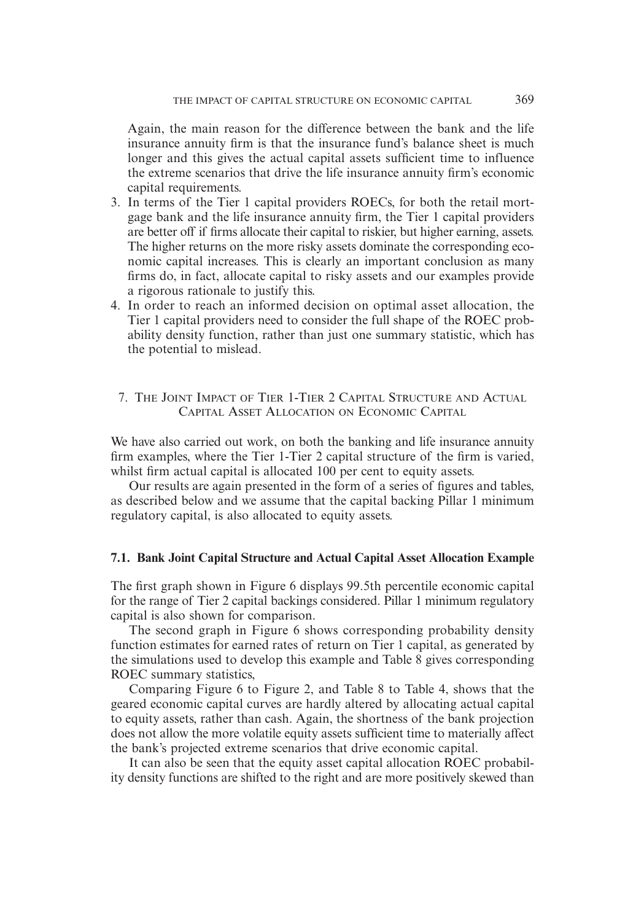Again, the main reason for the difference between the bank and the life insurance annuity firm is that the insurance fund's balance sheet is much longer and this gives the actual capital assets sufficient time to influence the extreme scenarios that drive the life insurance annuity firm's economic capital requirements.

3. In terms of the Tier 1 capital providers ROECs, for both the retail mortgage bank and the life insurance annuity firm, the Tier 1 capital providers are better off if firms allocate their capital to riskier, but higher earning, assets. The higher returns on the more risky assets dominate the corresponding economic capital increases. This is clearly an important conclusion as many firms do, in fact, allocate capital to risky assets and our examples provide a rigorous rationale to justify this.
4. In order to reach an informed decision on optimal asset allocation, the Tier 1 capital providers need to consider the full shape of the ROEC probability density function, rather than just one summary statistic, which has the potential to mislead.

## 7. The Joint Impact of Tier 1-Tier 2 Capital Structure and Actual Capital Asset Allocation on Economic Capital

We have also carried out work, on both the banking and life insurance annuity firm examples, where the Tier 1-Tier 2 capital structure of the firm is varied, whilst firm actual capital is allocated 100 per cent to equity assets.

Our results are again presented in the form of a series of figures and tables, as described below and we assume that the capital backing Pillar 1 minimum regulatory capital, is also allocated to equity assets.

### 7.1. Bank Joint Capital Structure and Actual Capital Asset Allocation Example

The first graph shown in Figure 6 displays 99.5th percentile economic capital for the range of Tier 2 capital backings considered. Pillar 1 minimum regulatory capital is also shown for comparison.

The second graph in Figure 6 shows corresponding probability density function estimates for earned rates of return on Tier 1 capital, as generated by the simulations used to develop this example and Table 8 gives corresponding ROEC summary statistics,

Comparing Figure 6 to Figure 2, and Table 8 to Table 4, shows that the geared economic capital curves are hardly altered by allocating actual capital to equity assets, rather than cash. Again, the shortness of the bank projection does not allow the more volatile equity assets sufficient time to materially affect the bank's projected extreme scenarios that drive economic capital.

It can also be seen that the equity asset capital allocation ROEC probability density functions are shifted to the right and are more positively skewed than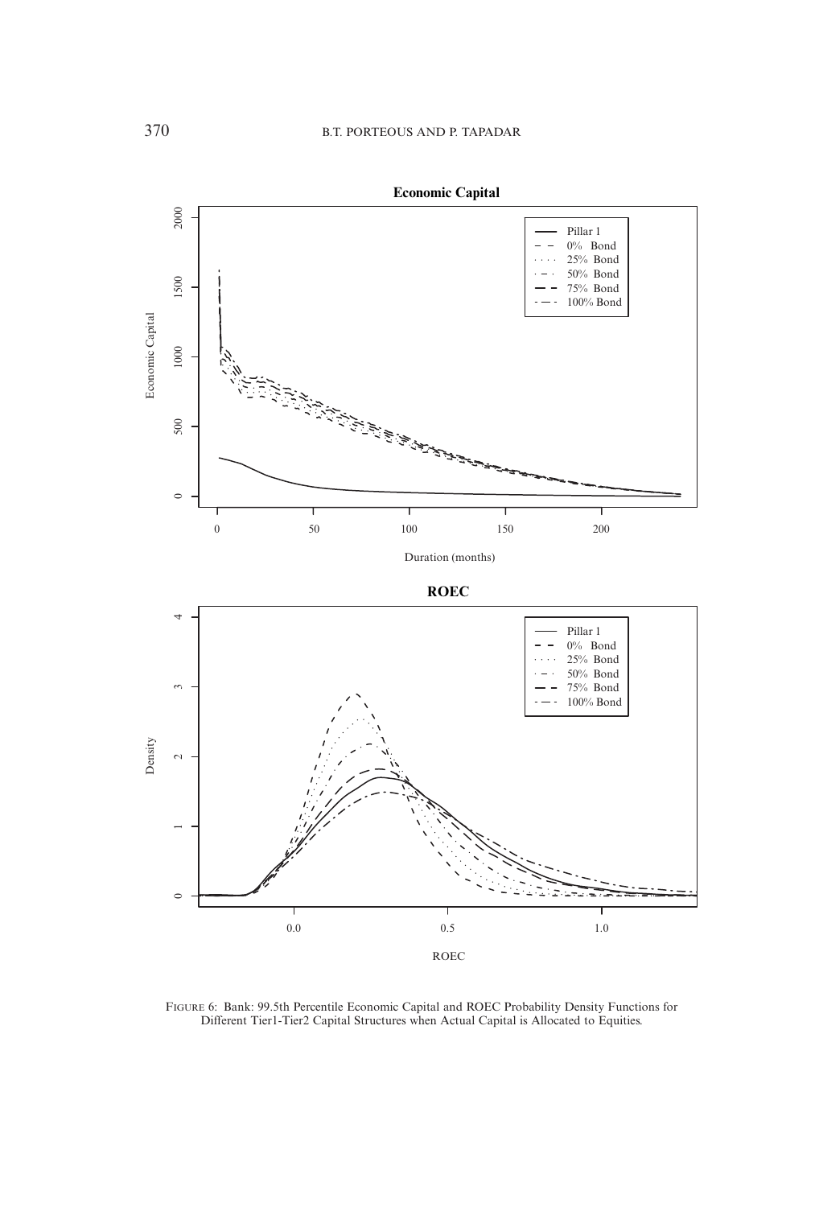FIGURE 6: Bank: 99.5th Percentile Economic Capital and ROEC Probability Density Functions for Different Tier1-Tier2 Capital Structures when Actual Capital is Allocated to Equities.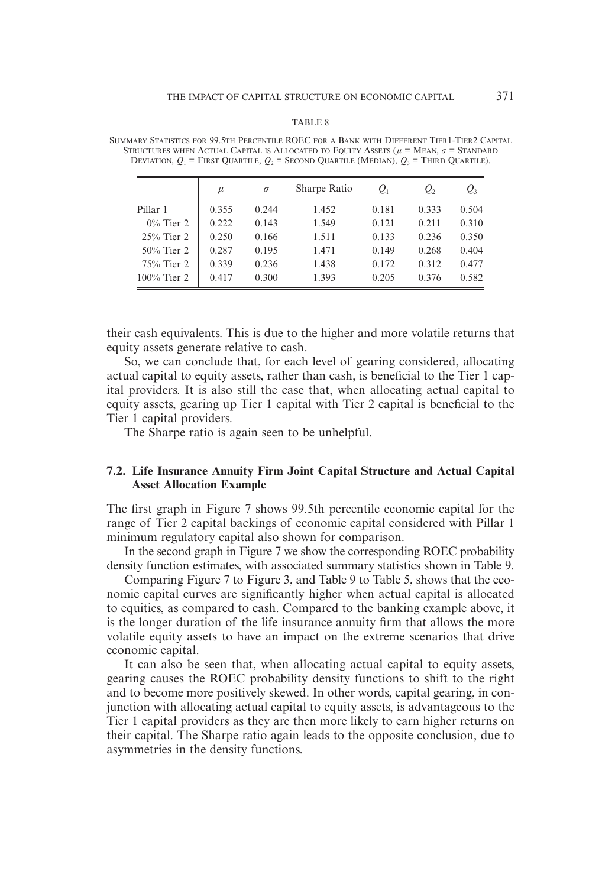TABLE 8

SUMMARY STATISTICS FOR 99.5TH PERCENTILE ROEC FOR A BANK WITH DIFFERENT TIER1-TIER2 CAPITAL STRUCTURES WHEN ACTUAL CAPITAL IS ALLOCATED TO EQUITY ASSETS ($\mu$ = MEAN, $\sigma$ = STANDARD DEVIATION, $Q_1$ = FIRST QUARTILE, $Q_2$ = SECOND QUARTILE (MEDIAN), $Q_3$ = THIRD QUARTILE).

| | $\mu$ | $\sigma$ | Sharpe Ratio | $Q_1$ | $Q_2$ | $Q_3$ |
|---|---|---|---|---|---|---|
| Pillar 1 | 0.355 | 0.244 | 1.452 | 0.181 | 0.333 | 0.504 |
| 0% Tier 2 | 0.222 | 0.143 | 1.549 | 0.121 | 0.211 | 0.310 |
| 25% Tier 2 | 0.250 | 0.166 | 1.511 | 0.133 | 0.236 | 0.350 |
| 50% Tier 2 | 0.287 | 0.195 | 1.471 | 0.149 | 0.268 | 0.404 |
| 75% Tier 2 | 0.339 | 0.236 | 1.438 | 0.172 | 0.312 | 0.477 |
| 100% Tier 2 | 0.417 | 0.300 | 1.393 | 0.205 | 0.376 | 0.582 |

their cash equivalents. This is due to the higher and more volatile returns that equity assets generate relative to cash.

So, we can conclude that, for each level of gearing considered, allocating actual capital to equity assets, rather than cash, is beneficial to the Tier 1 capital providers. It is also still the case that, when allocating actual capital to equity assets, gearing up Tier 1 capital with Tier 2 capital is beneficial to the Tier 1 capital providers.

The Sharpe ratio is again seen to be unhelpful.

### 7.2. Life Insurance Annuity Firm Joint Capital Structure and Actual Capital Asset Allocation Example

The first graph in Figure 7 shows 99.5th percentile economic capital for the range of Tier 2 capital backings of economic capital considered with Pillar 1 minimum regulatory capital also shown for comparison.

In the second graph in Figure 7 we show the corresponding ROEC probability density function estimates, with associated summary statistics shown in Table 9.

Comparing Figure 7 to Figure 3, and Table 9 to Table 5, shows that the economic capital curves are significantly higher when actual capital is allocated to equities, as compared to cash. Compared to the banking example above, it is the longer duration of the life insurance annuity firm that allows the more volatile equity assets to have an impact on the extreme scenarios that drive economic capital.

It can also be seen that, when allocating actual capital to equity assets, gearing causes the ROEC probability density functions to shift to the right and to become more positively skewed. In other words, capital gearing, in conjunction with allocating actual capital to equity assets, is advantageous to the Tier 1 capital providers as they are then more likely to earn higher returns on their capital. The Sharpe ratio again leads to the opposite conclusion, due to asymmetries in the density functions.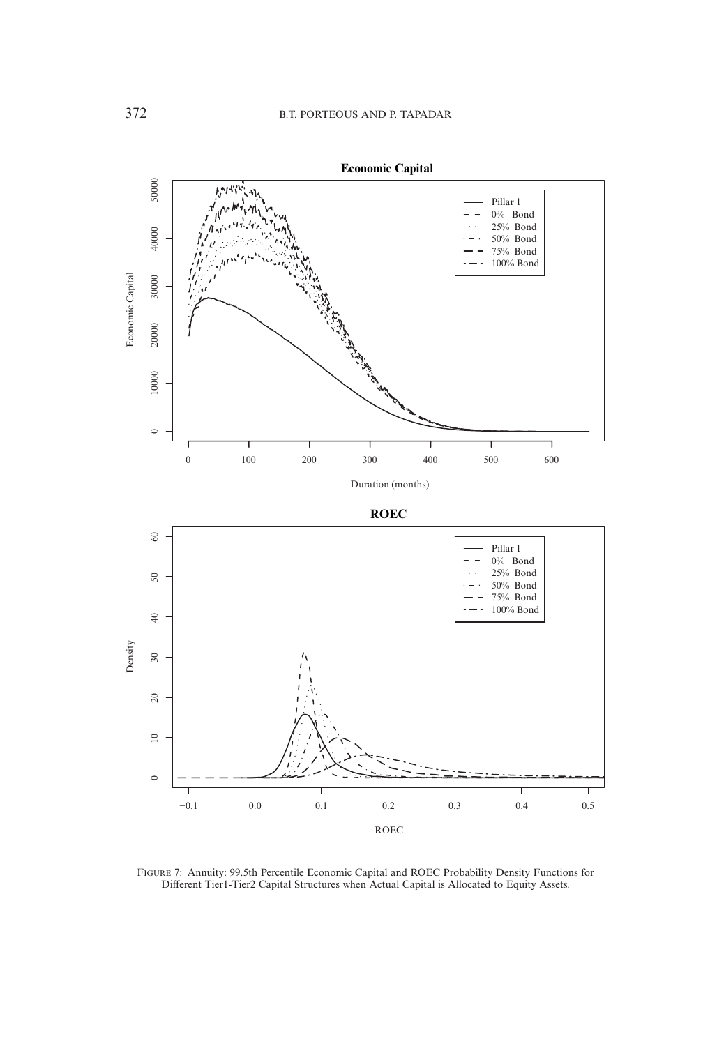Figure 7: Annuity: 99.5th Percentile Economic Capital and ROEC Probability Density Functions for Different Tier1-Tier2 Capital Structures when Actual Capital is Allocated to Equity Assets.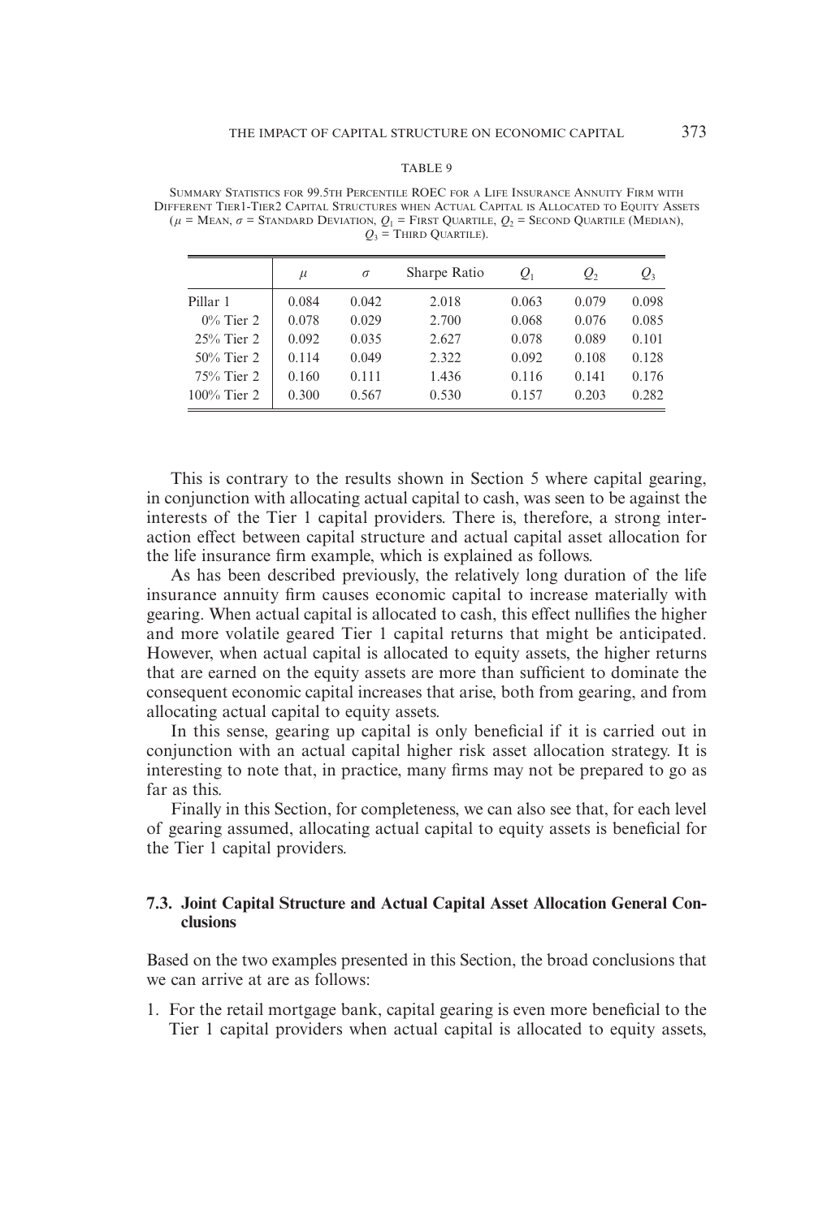TABLE 9

Summary Statistics for 99.5th Percentile ROEC for a Life Insurance Annuity Firm with Different Tier1-Tier2 Capital Structures when Actual Capital is Allocated to Equity Assets ($\mu$ = Mean, $\sigma$ = Standard Deviation, $Q_1$ = First Quartile, $Q_2$ = Second Quartile (Median), $Q_3$ = Third Quartile).

| | $\mu$ | $\sigma$ | Sharpe Ratio | $Q_1$ | $Q_2$ | $Q_3$ |
|---|---|---|---|---|---|---|
| Pillar 1 | 0.084 | 0.042 | 2.018 | 0.063 | 0.079 | 0.098 |
| 0% Tier 2 | 0.078 | 0.029 | 2.700 | 0.068 | 0.076 | 0.085 |
| 25% Tier 2 | 0.092 | 0.035 | 2.627 | 0.078 | 0.089 | 0.101 |
| 50% Tier 2 | 0.114 | 0.049 | 2.322 | 0.092 | 0.108 | 0.128 |
| 75% Tier 2 | 0.160 | 0.111 | 1.436 | 0.116 | 0.141 | 0.176 |
| 100% Tier 2 | 0.300 | 0.567 | 0.530 | 0.157 | 0.203 | 0.282 |

This is contrary to the results shown in Section 5 where capital gearing, in conjunction with allocating actual capital to cash, was seen to be against the interests of the Tier 1 capital providers. There is, therefore, a strong interaction effect between capital structure and actual capital asset allocation for the life insurance firm example, which is explained as follows.

As has been described previously, the relatively long duration of the life insurance annuity firm causes economic capital to increase materially with gearing. When actual capital is allocated to cash, this effect nullifies the higher and more volatile geared Tier 1 capital returns that might be anticipated. However, when actual capital is allocated to equity assets, the higher returns that are earned on the equity assets are more than sufficient to dominate the consequent economic capital increases that arise, both from gearing, and from allocating actual capital to equity assets.

In this sense, gearing up capital is only beneficial if it is carried out in conjunction with an actual capital higher risk asset allocation strategy. It is interesting to note that, in practice, many firms may not be prepared to go as far as this.

Finally in this Section, for completeness, we can also see that, for each level of gearing assumed, allocating actual capital to equity assets is beneficial for the Tier 1 capital providers.

### 7.3. Joint Capital Structure and Actual Capital Asset Allocation General Conclusions

Based on the two examples presented in this Section, the broad conclusions that we can arrive at are as follows:

1. For the retail mortgage bank, capital gearing is even more beneficial to the Tier 1 capital providers when actual capital is allocated to equity assets,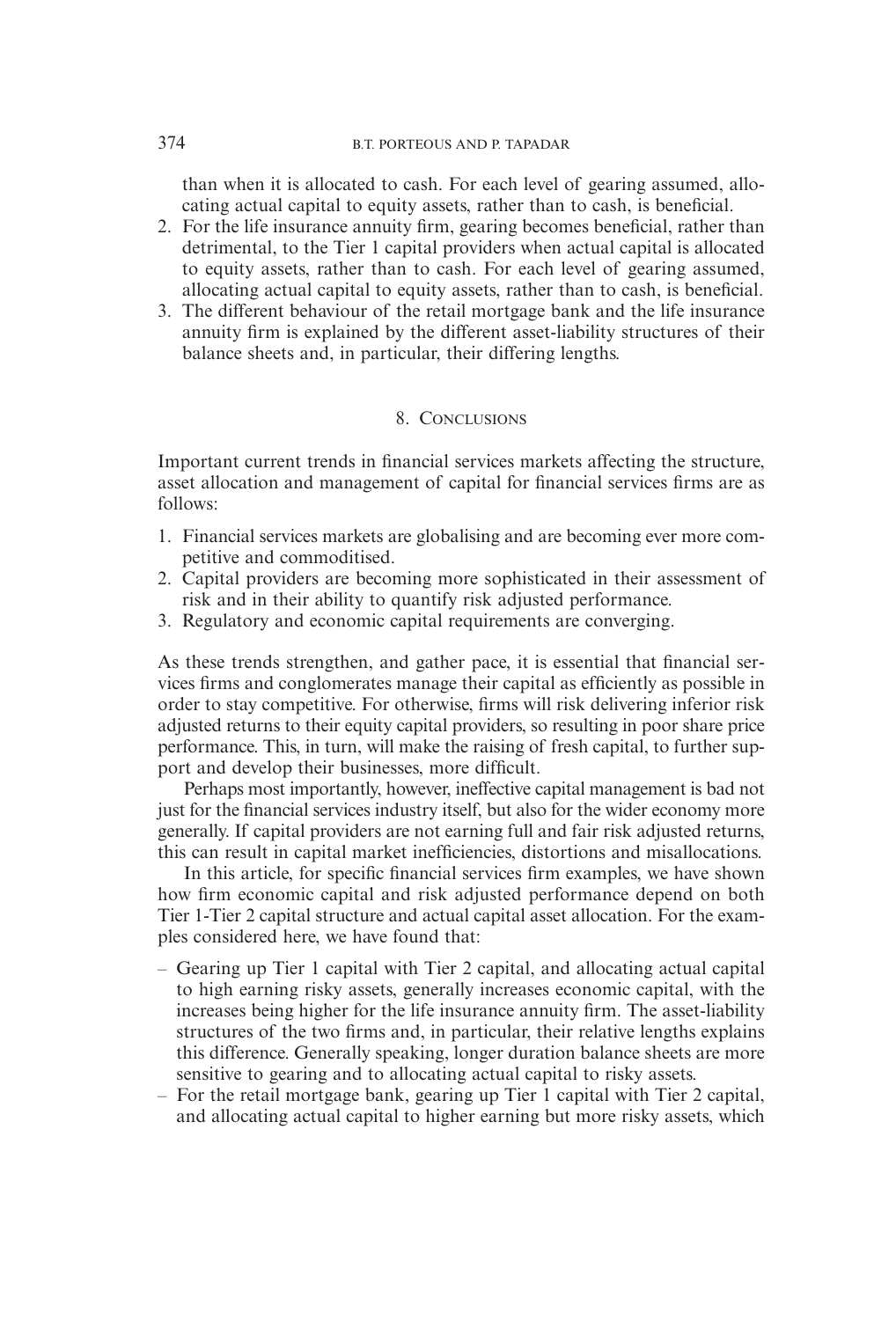than when it is allocated to cash. For each level of gearing assumed, allocating actual capital to equity assets, rather than to cash, is beneficial.

2. For the life insurance annuity firm, gearing becomes beneficial, rather than detrimental, to the Tier 1 capital providers when actual capital is allocated to equity assets, rather than to cash. For each level of gearing assumed, allocating actual capital to equity assets, rather than to cash, is beneficial.
3. The different behaviour of the retail mortgage bank and the life insurance annuity firm is explained by the different asset-liability structures of their balance sheets and, in particular, their differing lengths.

## 8. Conclusions

Important current trends in financial services markets affecting the structure, asset allocation and management of capital for financial services firms are as follows:

1. Financial services markets are globalising and are becoming ever more competitive and commoditised.
2. Capital providers are becoming more sophisticated in their assessment of risk and in their ability to quantify risk adjusted performance.
3. Regulatory and economic capital requirements are converging.

As these trends strengthen, and gather pace, it is essential that financial services firms and conglomerates manage their capital as efficiently as possible in order to stay competitive. For otherwise, firms will risk delivering inferior risk adjusted returns to their equity capital providers, so resulting in poor share price performance. This, in turn, will make the raising of fresh capital, to further support and develop their businesses, more difficult.

Perhaps most importantly, however, ineffective capital management is bad not just for the financial services industry itself, but also for the wider economy more generally. If capital providers are not earning full and fair risk adjusted returns, this can result in capital market inefficiencies, distortions and misallocations.

In this article, for specific financial services firm examples, we have shown how firm economic capital and risk adjusted performance depend on both Tier 1-Tier 2 capital structure and actual capital asset allocation. For the examples considered here, we have found that:

- Gearing up Tier 1 capital with Tier 2 capital, and allocating actual capital to high earning risky assets, generally increases economic capital, with the increases being higher for the life insurance annuity firm. The asset-liability structures of the two firms and, in particular, their relative lengths explains this difference. Generally speaking, longer duration balance sheets are more sensitive to gearing and to allocating actual capital to risky assets.
- For the retail mortgage bank, gearing up Tier 1 capital with Tier 2 capital, and allocating actual capital to higher earning but more risky assets, which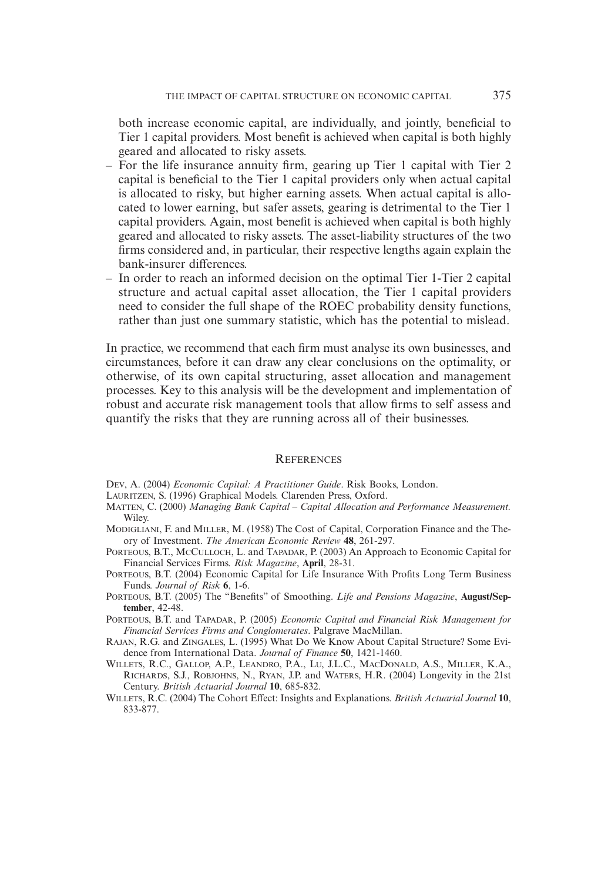both increase economic capital, are individually, and jointly, beneficial to Tier 1 capital providers. Most benefit is achieved when capital is both highly geared and allocated to risky assets.

– For the life insurance annuity firm, gearing up Tier 1 capital with Tier 2 capital is beneficial to the Tier 1 capital providers only when actual capital is allocated to risky, but higher earning assets. When actual capital is allocated to lower earning, but safer assets, gearing is detrimental to the Tier 1 capital providers. Again, most benefit is achieved when capital is both highly geared and allocated to risky assets. The asset-liability structures of the two firms considered and, in particular, their respective lengths again explain the bank-insurer differences.
– In order to reach an informed decision on the optimal Tier 1-Tier 2 capital structure and actual capital asset allocation, the Tier 1 capital providers need to consider the full shape of the ROEC probability density functions, rather than just one summary statistic, which has the potential to mislead.

In practice, we recommend that each firm must analyse its own businesses, and circumstances, before it can draw any clear conclusions on the optimality, or otherwise, of its own capital structuring, asset allocation and management processes. Key to this analysis will be the development and implementation of robust and accurate risk management tools that allow firms to self assess and quantify the risks that they are running across all of their businesses.

## References

Dev, A. (2004) *Economic Capital: A Practitioner Guide*. Risk Books, London.

Lauritzen, S. (1996) Graphical Models. Clarenden Press, Oxford.

Matten, C. (2000) *Managing Bank Capital – Capital Allocation and Performance Measurement.* Wiley.

Modigliani, F. and Miller, M. (1958) The Cost of Capital, Corporation Finance and the Theory of Investment. *The American Economic Review* **48**, 261-297.

Porteous, B.T., McCulloch, L. and Tapadar, P. (2003) An Approach to Economic Capital for Financial Services Firms. *Risk Magazine*, **April**, 28-31.

Porteous, B.T. (2004) Economic Capital for Life Insurance With Profits Long Term Business Funds. *Journal of Risk* **6**, 1-6.

Porteous, B.T. (2005) The "Benefits" of Smoothing. *Life and Pensions Magazine*, **August/September**, 42-48.

Porteous, B.T. and Tapadar, P. (2005) *Economic Capital and Financial Risk Management for Financial Services Firms and Conglomerates*. Palgrave MacMillan.

Rajan, R.G. and Zingales, L. (1995) What Do We Know About Capital Structure? Some Evidence from International Data. *Journal of Finance* **50**, 1421-1460.

Willets, R.C., Gallop, A.P., Leandro, P.A., Lu, J.L.C., MacDonald, A.S., Miller, K.A., Richards, S.J., Robjohns, N., Ryan, J.P. and Waters, H.R. (2004) Longevity in the 21st Century. *British Actuarial Journal* **10**, 685-832.

Willets, R.C. (2004) The Cohort Effect: Insights and Explanations. *British Actuarial Journal* **10**, 833-877.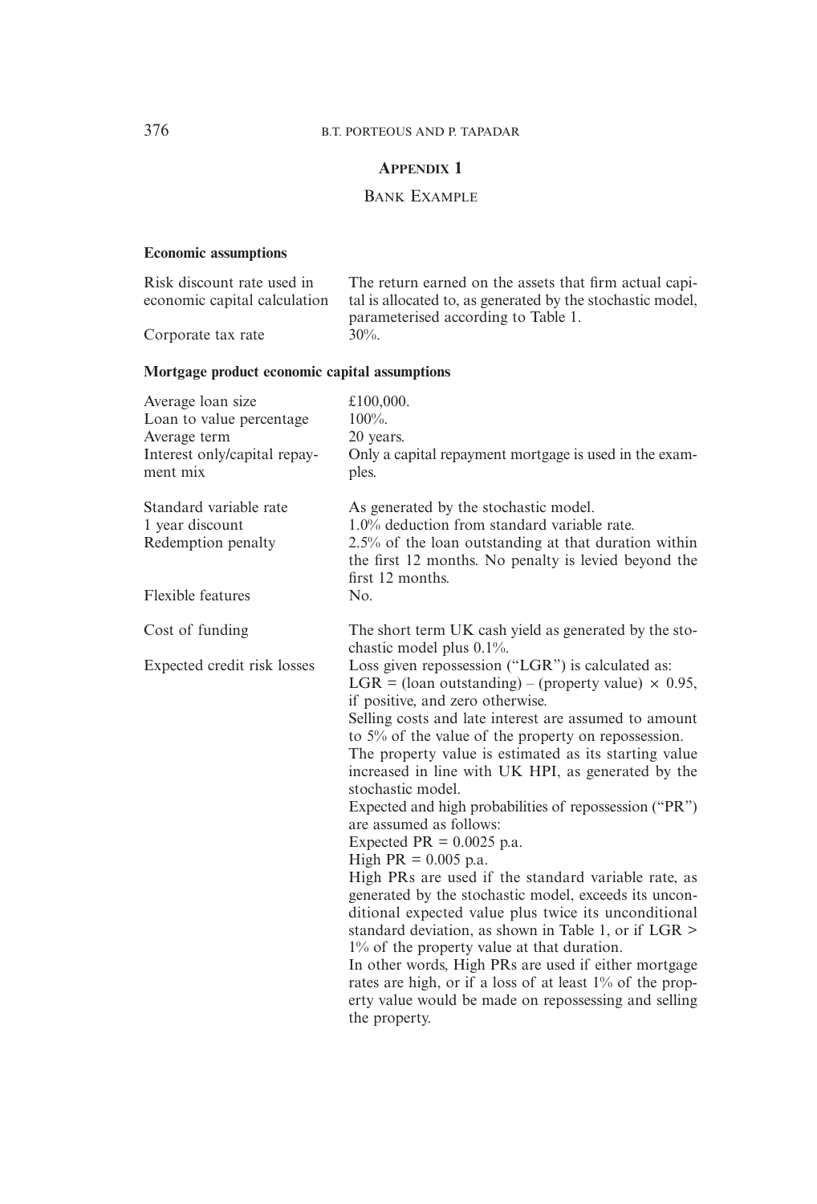## Appendix 1

### Bank Example

**Economic assumptions**

| | |
|---|---|
| Risk discount rate used in economic capital calculation | The return earned on the assets that firm actual capital is allocated to, as generated by the stochastic model, parameterised according to Table 1. |
| Corporate tax rate | 30%. |

**Mortgage product economic capital assumptions**

| | |
|---|---|
| Average loan size | £100,000. |
| Loan to value percentage | 100%. |
| Average term | 20 years. |
| Interest only/capital repayment mix | Only a capital repayment mortgage is used in the examples. |
| Standard variable rate | As generated by the stochastic model. |
| 1 year discount | 1.0% deduction from standard variable rate. |
| Redemption penalty | 2.5% of the loan outstanding at that duration within the first 12 months. No penalty is levied beyond the first 12 months. |
| Flexible features | No. |
| Cost of funding | The short term UK cash yield as generated by the stochastic model plus 0.1%. |
| Expected credit risk losses | Loss given repossession ("LGR") is calculated as: LGR = (loan outstanding) – (property value) × 0.95, if positive, and zero otherwise. Selling costs and late interest are assumed to amount to 5% of the value of the property on repossession. The property value is estimated as its starting value increased in line with UK HPI, as generated by the stochastic model. Expected and high probabilities of repossession ("PR") are assumed as follows: Expected PR = 0.0025 p.a. High PR = 0.005 p.a. High PRs are used if the standard variable rate, as generated by the stochastic model, exceeds its unconditional expected value plus twice its unconditional standard deviation, as shown in Table 1, or if LGR > 1% of the property value at that duration. In other words, High PRs are used if either mortgage rates are high, or if a loss of at least 1% of the property value would be made on repossessing and selling the property. |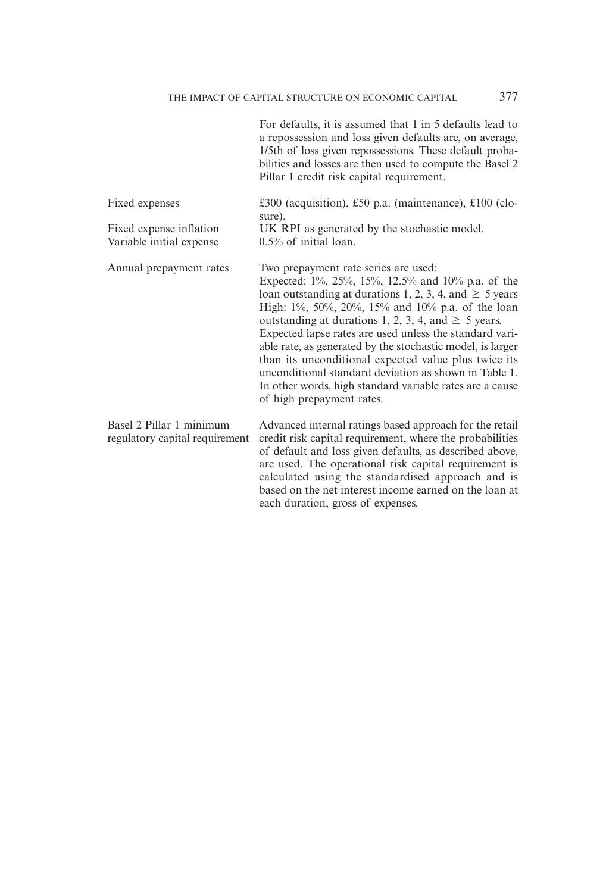| | |
|---|---|
| | For defaults, it is assumed that 1 in 5 defaults lead to a repossession and loss given defaults are, on average, 1/5th of loss given repossessions. These default probabilities and losses are then used to compute the Basel 2 Pillar 1 credit risk capital requirement. |
| Fixed expenses | £300 (acquisition), £50 p.a. (maintenance), £100 (closure). |
| Fixed expense inflation | UK RPI as generated by the stochastic model. |
| Variable initial expense | 0.5% of initial loan. |
| Annual prepayment rates | Two prepayment rate series are used:<br>Expected: 1%, 25%, 15%, 12.5% and 10% p.a. of the loan outstanding at durations 1, 2, 3, 4, and $\geq$ 5 years<br>High: 1%, 50%, 20%, 15% and 10% p.a. of the loan outstanding at durations 1, 2, 3, 4, and $\geq$ 5 years.<br>Expected lapse rates are used unless the standard variable rate, as generated by the stochastic model, is larger than its unconditional expected value plus twice its unconditional standard deviation as shown in Table 1. In other words, high standard variable rates are a cause of high prepayment rates. |
| Basel 2 Pillar 1 minimum regulatory capital requirement | Advanced internal ratings based approach for the retail credit risk capital requirement, where the probabilities of default and loss given defaults, as described above, are used. The operational risk capital requirement is calculated using the standardised approach and is based on the net interest income earned on the loan at each duration, gross of expenses. |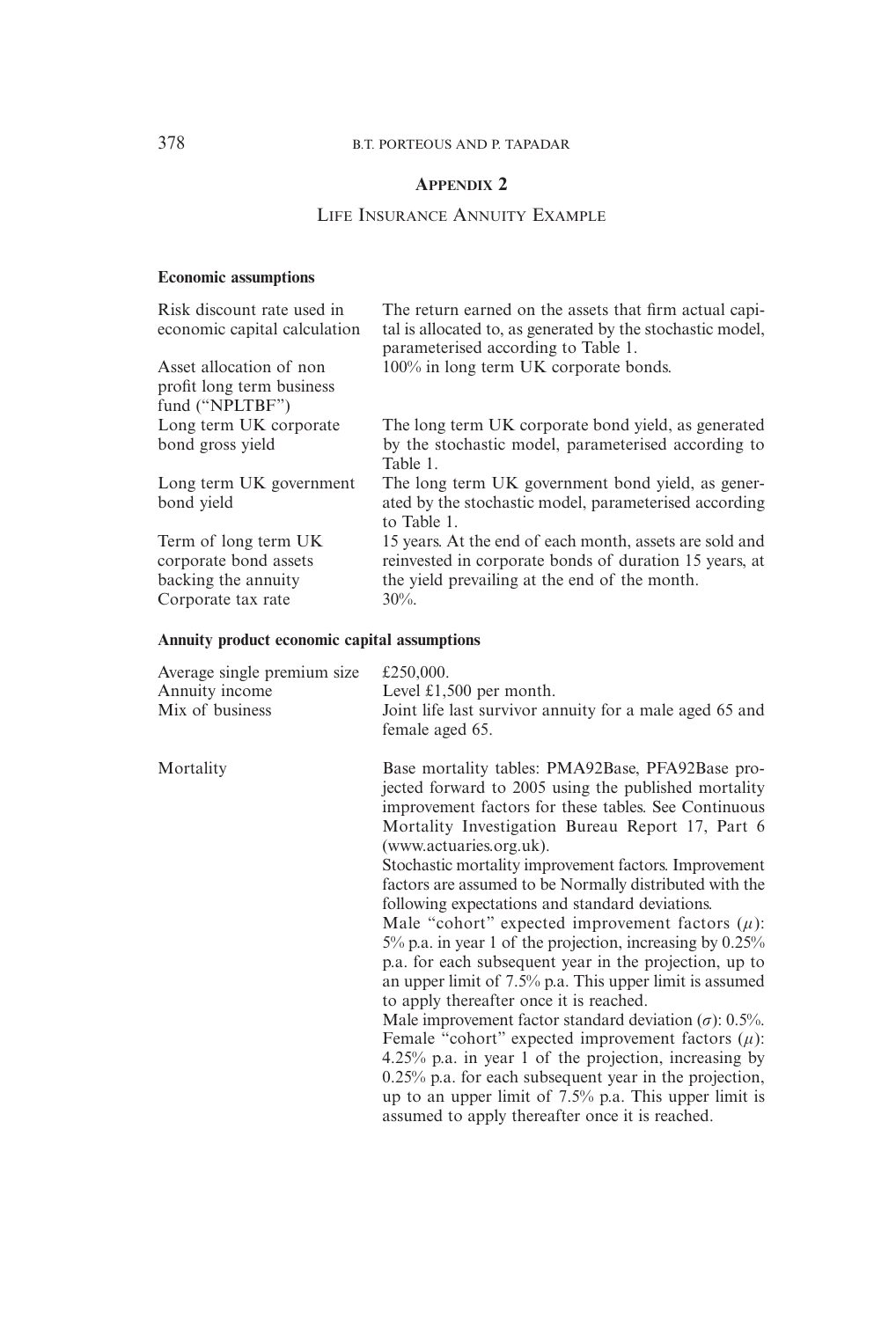## Appendix 2

### Life Insurance Annuity Example

**Economic assumptions**

| | |
|---|---|
| Risk discount rate used in economic capital calculation | The return earned on the assets that firm actual capital is allocated to, as generated by the stochastic model, parameterised according to Table 1. |
| Asset allocation of non profit long term business fund ("NPLTBF") | 100% in long term UK corporate bonds. |
| Long term UK corporate bond gross yield | The long term UK corporate bond yield, as generated by the stochastic model, parameterised according to Table 1. |
| Long term UK government bond yield | The long term UK government bond yield, as generated by the stochastic model, parameterised according to Table 1. |
| Term of long term UK corporate bond assets backing the annuity | 15 years. At the end of each month, assets are sold and reinvested in corporate bonds of duration 15 years, at the yield prevailing at the end of the month. |
| Corporate tax rate | 30%. |

**Annuity product economic capital assumptions**

| | |
|---|---|
| Average single premium size | £250,000. |
| Annuity income | Level £1,500 per month. |
| Mix of business | Joint life last survivor annuity for a male aged 65 and female aged 65. |
| Mortality | Base mortality tables: PMA92Base, PFA92Base projected forward to 2005 using the published mortality improvement factors for these tables. See Continuous Mortality Investigation Bureau Report 17, Part 6 (www.actuaries.org.uk).<br>Stochastic mortality improvement factors. Improvement factors are assumed to be Normally distributed with the following expectations and standard deviations.<br>Male "cohort" expected improvement factors ($\mu$): 5% p.a. in year 1 of the projection, increasing by 0.25% p.a. for each subsequent year in the projection, up to an upper limit of 7.5% p.a. This upper limit is assumed to apply thereafter once it is reached.<br>Male improvement factor standard deviation ($\sigma$): 0.5%.<br>Female "cohort" expected improvement factors ($\mu$): 4.25% p.a. in year 1 of the projection, increasing by 0.25% p.a. for each subsequent year in the projection, up to an upper limit of 7.5% p.a. This upper limit is assumed to apply thereafter once it is reached. |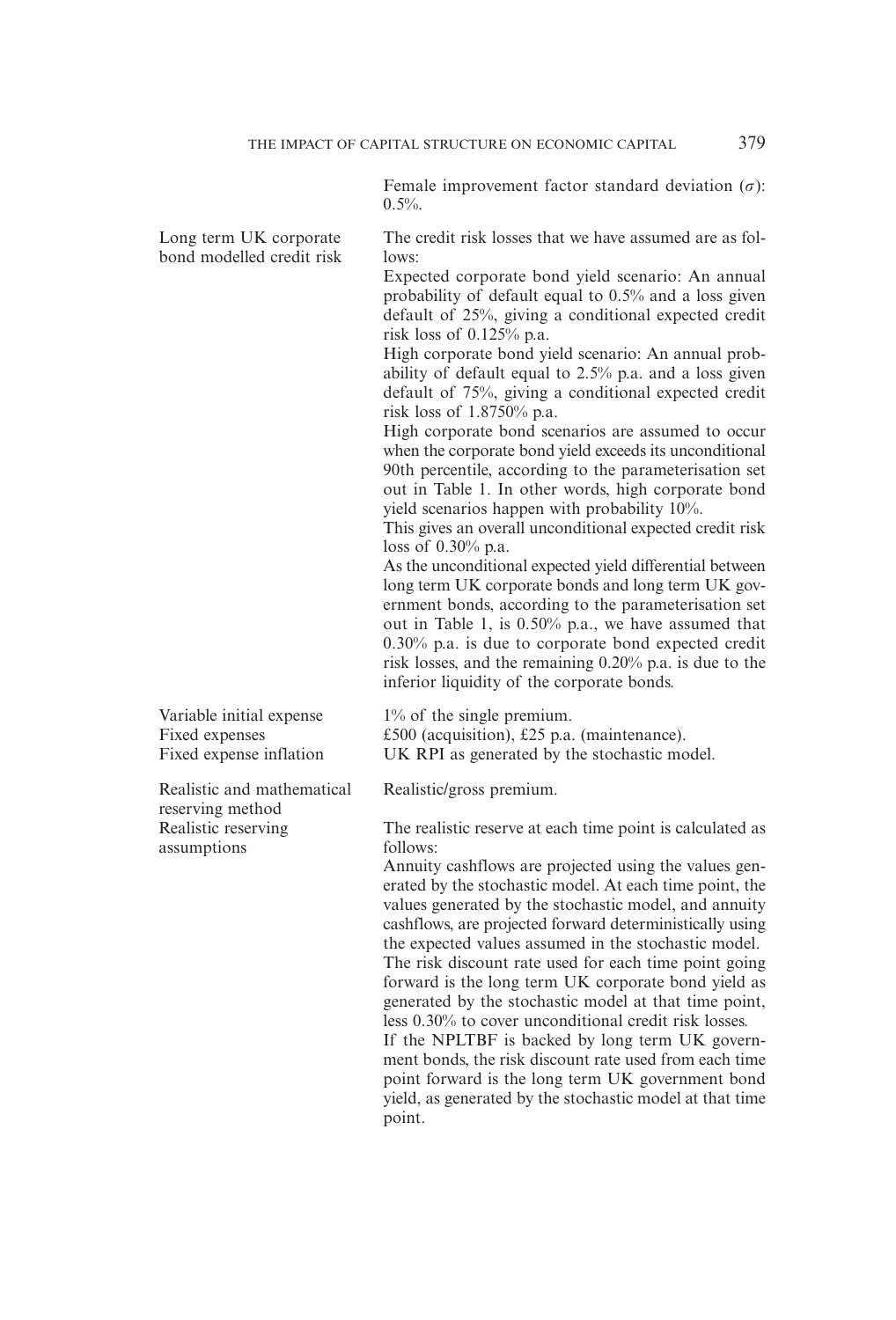| | |
|---|---|
| | Female improvement factor standard deviation ($\sigma$): 0.5%. |
| Long term UK corporate bond modelled credit risk | The credit risk losses that we have assumed are as follows:<br>Expected corporate bond yield scenario: An annual probability of default equal to 0.5% and a loss given default of 25%, giving a conditional expected credit risk loss of 0.125% p.a.<br>High corporate bond yield scenario: An annual probability of default equal to 2.5% p.a. and a loss given default of 75%, giving a conditional expected credit risk loss of 1.8750% p.a.<br>High corporate bond scenarios are assumed to occur when the corporate bond yield exceeds its unconditional 90th percentile, according to the parameterisation set out in Table 1. In other words, high corporate bond yield scenarios happen with probability 10%.<br>This gives an overall unconditional expected credit risk loss of 0.30% p.a.<br>As the unconditional expected yield differential between long term UK corporate bonds and long term UK government bonds, according to the parameterisation set out in Table 1, is 0.50% p.a., we have assumed that 0.30% p.a. is due to corporate bond expected credit risk losses, and the remaining 0.20% p.a. is due to the inferior liquidity of the corporate bonds. |
| Variable initial expense | 1% of the single premium. |
| Fixed expenses | £500 (acquisition), £25 p.a. (maintenance). |
| Fixed expense inflation | UK RPI as generated by the stochastic model. |
| Realistic and mathematical reserving method | Realistic/gross premium. |
| Realistic reserving assumptions | The realistic reserve at each time point is calculated as follows:<br>Annuity cashflows are projected using the values generated by the stochastic model. At each time point, the values generated by the stochastic model, and annuity cashflows, are projected forward deterministically using the expected values assumed in the stochastic model.<br>The risk discount rate used for each time point going forward is the long term UK corporate bond yield as generated by the stochastic model at that time point, less 0.30% to cover unconditional credit risk losses.<br>If the NPLTBF is backed by long term UK government bonds, the risk discount rate used from each time point forward is the long term UK government bond yield, as generated by the stochastic model at that time point. |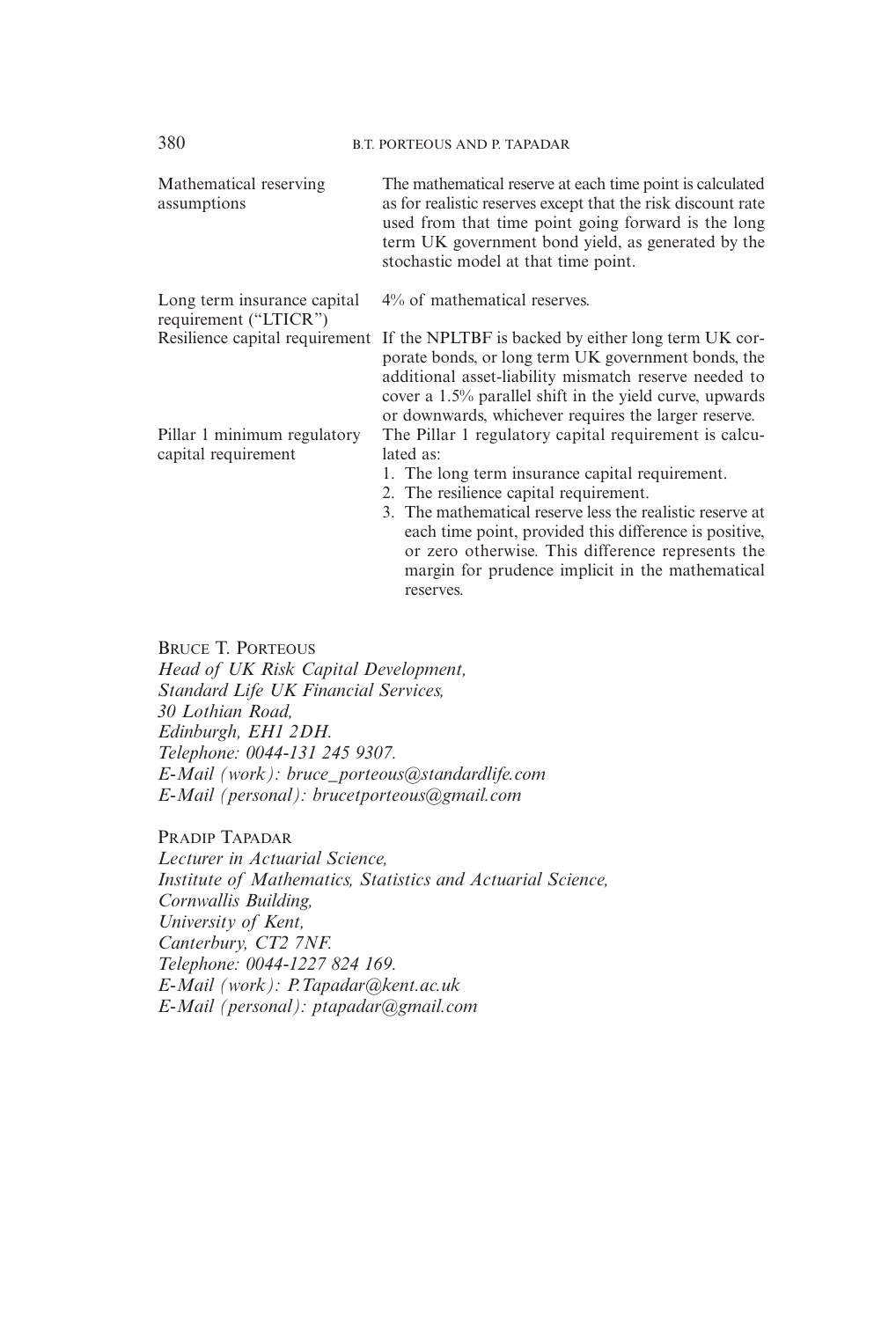| | |
|---|---|
| Mathematical reserving assumptions | The mathematical reserve at each time point is calculated as for realistic reserves except that the risk discount rate used from that time point going forward is the long term UK government bond yield, as generated by the stochastic model at that time point. |
| Long term insurance capital requirement ("LTICR") | 4% of mathematical reserves. |
| Resilience capital requirement | If the NPLTBF is backed by either long term UK corporate bonds, or long term UK government bonds, the additional asset-liability mismatch reserve needed to cover a 1.5% parallel shift in the yield curve, upwards or downwards, whichever requires the larger reserve. |
| Pillar 1 minimum regulatory capital requirement | The Pillar 1 regulatory capital requirement is calculated as: 1. The long term insurance capital requirement. 2. The resilience capital requirement. 3. The mathematical reserve less the realistic reserve at each time point, provided this difference is positive, or zero otherwise. This difference represents the margin for prudence implicit in the mathematical reserves. |

BRUCE T. PORTEOUS
*Head of UK Risk Capital Development,*
*Standard Life UK Financial Services,*
*30 Lothian Road,*
*Edinburgh, EH1 2DH.*
*Telephone: 0044-131 245 9307.*
*E-Mail (work): bruce_porteous@standardlife.com*
*E-Mail (personal): brucetporteous@gmail.com*

PRADIP TAPADAR
*Lecturer in Actuarial Science,*
*Institute of Mathematics, Statistics and Actuarial Science,*
*Cornwallis Building,*
*University of Kent,*
*Canterbury, CT2 7NF.*
*Telephone: 0044-1227 824 169.*
*E-Mail (work): P.Tapadar@kent.ac.uk*
*E-Mail (personal): ptapadar@gmail.com*